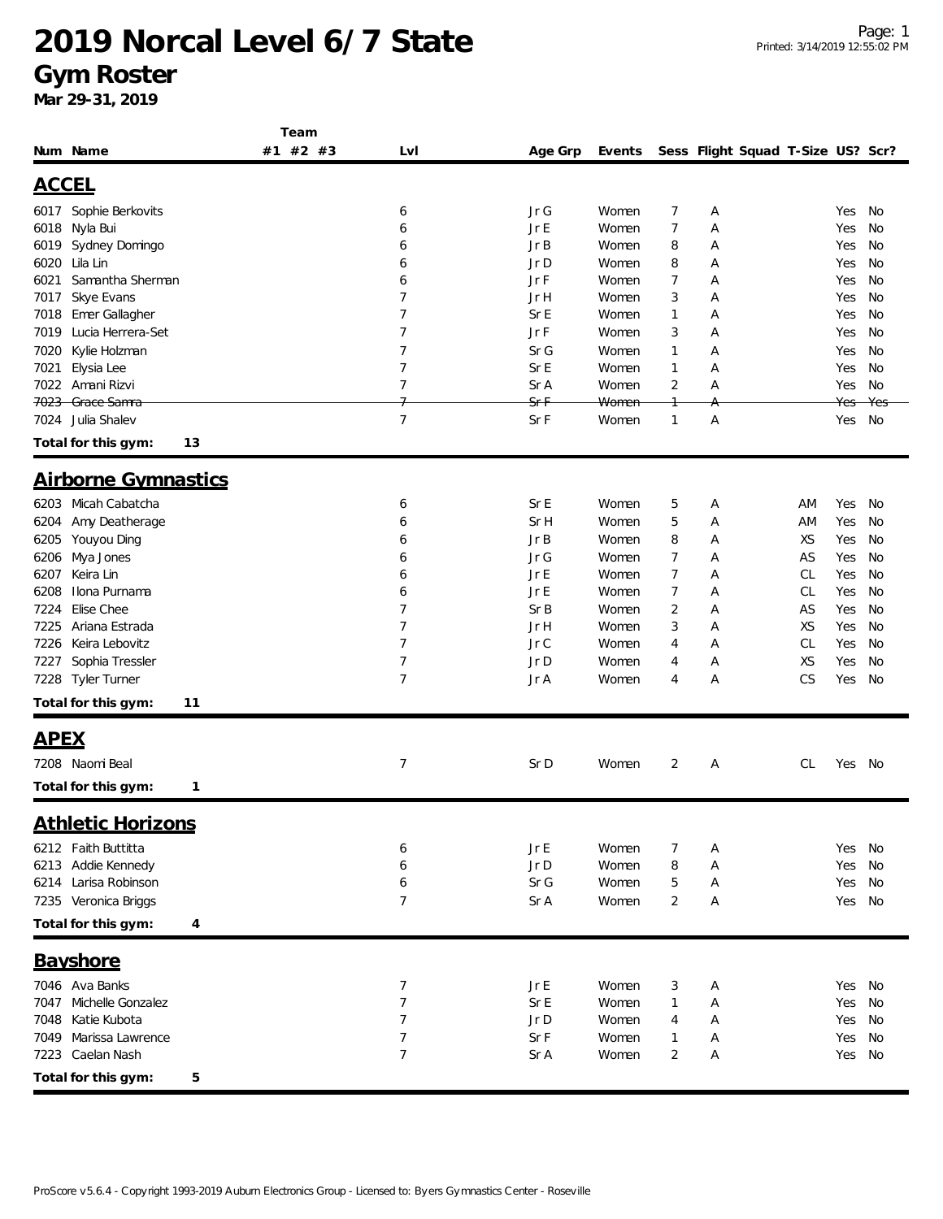# 2019 Norcal Level 6/7 State

## Gym Roster

**Mar 29-31, 2019**

Printed: 3/14/2019 12:55:02 PM

### ACCEL

| Num | Name | Team #1 | Team #2 | Team #3 | Lvl | Age Grp | Events | Sess | Flight | Squad | T-Size | US? | Scr? |
|---|---|---|---|---|---|---|---|---|---|---|---|---|---|
| 6017 | Sophie Berkovits | | | | 6 | Jr G | Women | 7 | A | | | Yes | No |
| 6018 | Nyla Bui | | | | 6 | Jr E | Women | 7 | A | | | Yes | No |
| 6019 | Sydney Domingo | | | | 6 | Jr B | Women | 8 | A | | | Yes | No |
| 6020 | Lila Lin | | | | 6 | Jr D | Women | 8 | A | | | Yes | No |
| 6021 | Samantha Sherman | | | | 6 | Jr F | Women | 7 | A | | | Yes | No |
| 7017 | Skye Evans | | | | 7 | Jr H | Women | 3 | A | | | Yes | No |
| 7018 | Emer Gallagher | | | | 7 | Sr E | Women | 1 | A | | | Yes | No |
| 7019 | Lucia Herrera-Set | | | | 7 | Jr F | Women | 3 | A | | | Yes | No |
| 7020 | Kylie Holzman | | | | 7 | Sr G | Women | 1 | A | | | Yes | No |
| 7021 | Elysia Lee | | | | 7 | Sr E | Women | 1 | A | | | Yes | No |
| 7022 | Amani Rizvi | | | | 7 | Sr A | Women | 2 | A | | | Yes | No |
| ~~7023~~ | ~~Grace Samra~~ | | | | ~~7~~ | ~~Sr F~~ | ~~Women~~ | ~~1~~ | ~~A~~ | | | ~~Yes~~ | ~~Yes~~ |
| 7024 | Julia Shalev | | | | 7 | Sr F | Women | 1 | A | | | Yes | No |

**Total for this gym: 13**

### Airborne Gymnastics

| Num | Name | Team #1 | Team #2 | Team #3 | Lvl | Age Grp | Events | Sess | Flight | Squad | T-Size | US? | Scr? |
|---|---|---|---|---|---|---|---|---|---|---|---|---|---|
| 6203 | Micah Cabatcha | | | | 6 | Sr E | Women | 5 | A | | AM | Yes | No |
| 6204 | Amy Deatherage | | | | 6 | Sr H | Women | 5 | A | | AM | Yes | No |
| 6205 | Youyou Ding | | | | 6 | Jr B | Women | 8 | A | | XS | Yes | No |
| 6206 | Mya Jones | | | | 6 | Jr G | Women | 7 | A | | AS | Yes | No |
| 6207 | Keira Lin | | | | 6 | Jr E | Women | 7 | A | | CL | Yes | No |
| 6208 | Ilona Purnama | | | | 6 | Jr E | Women | 7 | A | | CL | Yes | No |
| 7224 | Elise Chee | | | | 7 | Sr B | Women | 2 | A | | AS | Yes | No |
| 7225 | Ariana Estrada | | | | 7 | Jr H | Women | 3 | A | | XS | Yes | No |
| 7226 | Keira Lebovitz | | | | 7 | Jr C | Women | 4 | A | | CL | Yes | No |
| 7227 | Sophia Tressler | | | | 7 | Jr D | Women | 4 | A | | XS | Yes | No |
| 7228 | Tyler Turner | | | | 7 | Jr A | Women | 4 | A | | CS | Yes | No |

**Total for this gym: 11**

### APEX

| Num | Name | Team #1 | Team #2 | Team #3 | Lvl | Age Grp | Events | Sess | Flight | Squad | T-Size | US? | Scr? |
|---|---|---|---|---|---|---|---|---|---|---|---|---|---|
| 7208 | Naomi Beal | | | | 7 | Sr D | Women | 2 | A | | CL | Yes | No |

**Total for this gym: 1**

### Athletic Horizons

| Num | Name | Team #1 | Team #2 | Team #3 | Lvl | Age Grp | Events | Sess | Flight | Squad | T-Size | US? | Scr? |
|---|---|---|---|---|---|---|---|---|---|---|---|---|---|
| 6212 | Faith Buttitta | | | | 6 | Jr E | Women | 7 | A | | | Yes | No |
| 6213 | Addie Kennedy | | | | 6 | Jr D | Women | 8 | A | | | Yes | No |
| 6214 | Larisa Robinson | | | | 6 | Sr G | Women | 5 | A | | | Yes | No |
| 7235 | Veronica Briggs | | | | 7 | Sr A | Women | 2 | A | | | Yes | No |

**Total for this gym: 4**

### Bayshore

| Num | Name | Team #1 | Team #2 | Team #3 | Lvl | Age Grp | Events | Sess | Flight | Squad | T-Size | US? | Scr? |
|---|---|---|---|---|---|---|---|---|---|---|---|---|---|
| 7046 | Ava Banks | | | | 7 | Jr E | Women | 3 | A | | | Yes | No |
| 7047 | Michelle Gonzalez | | | | 7 | Sr E | Women | 1 | A | | | Yes | No |
| 7048 | Katie Kubota | | | | 7 | Jr D | Women | 4 | A | | | Yes | No |
| 7049 | Marissa Lawrence | | | | 7 | Sr F | Women | 1 | A | | | Yes | No |
| 7223 | Caelan Nash | | | | 7 | Sr A | Women | 2 | A | | | Yes | No |

**Total for this gym: 5**

ProScore v5.6.4 - Copyright 1993-2019 Auburn Electronics Group - Licensed to: Byers Gymnastics Center - Roseville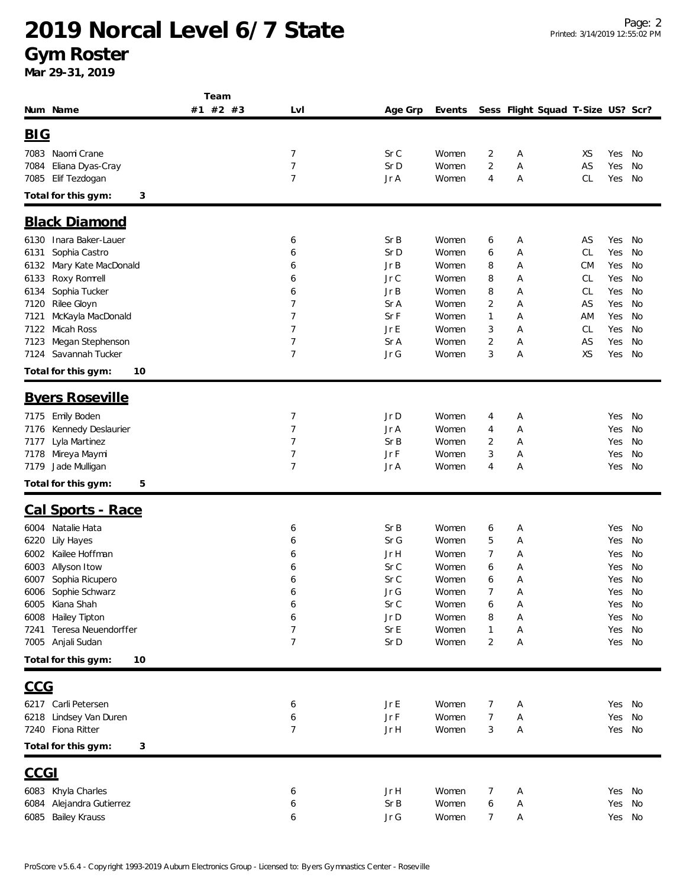# 2019 Norcal Level 6/7 State

## Gym Roster

**Mar 29-31, 2019**

| Num | Name | Team #1 | Team #2 | Team #3 | Lvl | Age Grp | Events | Sess | Flight | Squad | T-Size | US? | Scr? |
|---|---|---|---|---|---|---|---|---|---|---|---|---|---|
| **BIG** | | | | | | | | | | | | | |
| 7083 | Naomi Crane | | | | 7 | Sr C | Women | 2 | A | | XS | Yes | No |
| 7084 | Eliana Dyas-Cray | | | | 7 | Sr D | Women | 2 | A | | AS | Yes | No |
| 7085 | Elif Tezdogan | | | | 7 | Jr A | Women | 4 | A | | CL | Yes | No |
| **Total for this gym:** | **3** | | | | | | | | | | | | |
| **Black Diamond** | | | | | | | | | | | | | |
| 6130 | Inara Baker-Lauer | | | | 6 | Sr B | Women | 6 | A | | AS | Yes | No |
| 6131 | Sophia Castro | | | | 6 | Sr D | Women | 6 | A | | CL | Yes | No |
| 6132 | Mary Kate MacDonald | | | | 6 | Jr B | Women | 8 | A | | CM | Yes | No |
| 6133 | Roxy Romrell | | | | 6 | Jr C | Women | 8 | A | | CL | Yes | No |
| 6134 | Sophia Tucker | | | | 6 | Jr B | Women | 8 | A | | CL | Yes | No |
| 7120 | Rilee Gloyn | | | | 7 | Sr A | Women | 2 | A | | AS | Yes | No |
| 7121 | McKayla MacDonald | | | | 7 | Sr F | Women | 1 | A | | AM | Yes | No |
| 7122 | Micah Ross | | | | 7 | Jr E | Women | 3 | A | | CL | Yes | No |
| 7123 | Megan Stephenson | | | | 7 | Sr A | Women | 2 | A | | AS | Yes | No |
| 7124 | Savannah Tucker | | | | 7 | Jr G | Women | 3 | A | | XS | Yes | No |
| **Total for this gym:** | **10** | | | | | | | | | | | | |
| **Byers Roseville** | | | | | | | | | | | | | |
| 7175 | Emily Boden | | | | 7 | Jr D | Women | 4 | A | | | Yes | No |
| 7176 | Kennedy Deslaurier | | | | 7 | Jr A | Women | 4 | A | | | Yes | No |
| 7177 | Lyla Martinez | | | | 7 | Sr B | Women | 2 | A | | | Yes | No |
| 7178 | Mireya Maymi | | | | 7 | Jr F | Women | 3 | A | | | Yes | No |
| 7179 | Jade Mulligan | | | | 7 | Jr A | Women | 4 | A | | | Yes | No |
| **Total for this gym:** | **5** | | | | | | | | | | | | |
| **Cal Sports - Race** | | | | | | | | | | | | | |
| 6004 | Natalie Hata | | | | 6 | Sr B | Women | 6 | A | | | Yes | No |
| 6220 | Lily Hayes | | | | 6 | Sr G | Women | 5 | A | | | Yes | No |
| 6002 | Kailee Hoffman | | | | 6 | Jr H | Women | 7 | A | | | Yes | No |
| 6003 | Allyson Itow | | | | 6 | Sr C | Women | 6 | A | | | Yes | No |
| 6007 | Sophia Ricupero | | | | 6 | Sr C | Women | 6 | A | | | Yes | No |
| 6006 | Sophie Schwarz | | | | 6 | Jr G | Women | 7 | A | | | Yes | No |
| 6005 | Kiana Shah | | | | 6 | Sr C | Women | 6 | A | | | Yes | No |
| 6008 | Hailey Tipton | | | | 6 | Jr D | Women | 8 | A | | | Yes | No |
| 7241 | Teresa Neuendorffer | | | | 7 | Sr E | Women | 1 | A | | | Yes | No |
| 7005 | Anjali Sudan | | | | 7 | Sr D | Women | 2 | A | | | Yes | No |
| **Total for this gym:** | **10** | | | | | | | | | | | | |
| **CCG** | | | | | | | | | | | | | |
| 6217 | Carli Petersen | | | | 6 | Jr E | Women | 7 | A | | | Yes | No |
| 6218 | Lindsey Van Duren | | | | 6 | Jr F | Women | 7 | A | | | Yes | No |
| 7240 | Fiona Ritter | | | | 7 | Jr H | Women | 3 | A | | | Yes | No |
| **Total for this gym:** | **3** | | | | | | | | | | | | |
| **CCGI** | | | | | | | | | | | | | |
| 6083 | Khyla Charles | | | | 6 | Jr H | Women | 7 | A | | | Yes | No |
| 6084 | Alejandra Gutierrez | | | | 6 | Sr B | Women | 6 | A | | | Yes | No |
| 6085 | Bailey Krauss | | | | 6 | Jr G | Women | 7 | A | | | Yes | No |

ProScore v5.6.4 - Copyright 1993-2019 Auburn Electronics Group - Licensed to: Byers Gymnastics Center - Roseville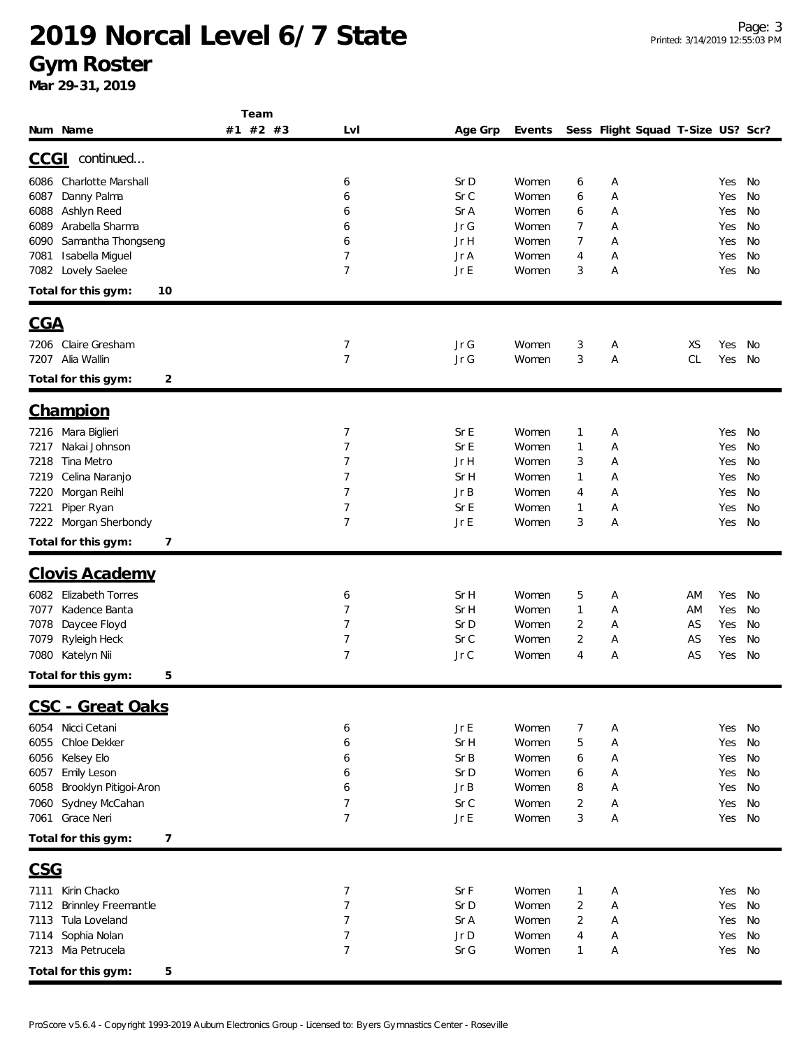# 2019 Norcal Level 6/7 State

## Gym Roster

**Mar 29-31, 2019**

| Num | Name | Team #1 | Team #2 | Team #3 | Lvl | Age Grp | Events | Sess | Flight | Squad | T-Size | US? | Scr? |
|---|---|---|---|---|---|---|---|---|---|---|---|---|---|
| **CCGI** continued... | | | | | | | | | | | | | |
| 6086 | Charlotte Marshall | | | | 6 | Sr D | Women | 6 | A | | | Yes | No |
| 6087 | Danny Palma | | | | 6 | Sr C | Women | 6 | A | | | Yes | No |
| 6088 | Ashlyn Reed | | | | 6 | Sr A | Women | 6 | A | | | Yes | No |
| 6089 | Arabella Sharma | | | | 6 | Jr G | Women | 7 | A | | | Yes | No |
| 6090 | Samantha Thongseng | | | | 6 | Jr H | Women | 7 | A | | | Yes | No |
| 7081 | Isabella Miguel | | | | 7 | Jr A | Women | 4 | A | | | Yes | No |
| 7082 | Lovely Saelee | | | | 7 | Jr E | Women | 3 | A | | | Yes | No |
| **Total for this gym:** | **10** | | | | | | | | | | | | |
| **CGA** | | | | | | | | | | | | | |
| 7206 | Claire Gresham | | | | 7 | Jr G | Women | 3 | A | | XS | Yes | No |
| 7207 | Alia Wallin | | | | 7 | Jr G | Women | 3 | A | | CL | Yes | No |
| **Total for this gym:** | **2** | | | | | | | | | | | | |
| **Champion** | | | | | | | | | | | | | |
| 7216 | Mara Biglieri | | | | 7 | Sr E | Women | 1 | A | | | Yes | No |
| 7217 | Nakai Johnson | | | | 7 | Sr E | Women | 1 | A | | | Yes | No |
| 7218 | Tina Metro | | | | 7 | Jr H | Women | 3 | A | | | Yes | No |
| 7219 | Celina Naranjo | | | | 7 | Sr H | Women | 1 | A | | | Yes | No |
| 7220 | Morgan Reihl | | | | 7 | Jr B | Women | 4 | A | | | Yes | No |
| 7221 | Piper Ryan | | | | 7 | Sr E | Women | 1 | A | | | Yes | No |
| 7222 | Morgan Sherbondy | | | | 7 | Jr E | Women | 3 | A | | | Yes | No |
| **Total for this gym:** | **7** | | | | | | | | | | | | |
| **Clovis Academy** | | | | | | | | | | | | | |
| 6082 | Elizabeth Torres | | | | 6 | Sr H | Women | 5 | A | | AM | Yes | No |
| 7077 | Kadence Banta | | | | 7 | Sr H | Women | 1 | A | | AM | Yes | No |
| 7078 | Daycee Floyd | | | | 7 | Sr D | Women | 2 | A | | AS | Yes | No |
| 7079 | Ryleigh Heck | | | | 7 | Sr C | Women | 2 | A | | AS | Yes | No |
| 7080 | Katelyn Nii | | | | 7 | Jr C | Women | 4 | A | | AS | Yes | No |
| **Total for this gym:** | **5** | | | | | | | | | | | | |
| **CSC - Great Oaks** | | | | | | | | | | | | | |
| 6054 | Nicci Cetani | | | | 6 | Jr E | Women | 7 | A | | | Yes | No |
| 6055 | Chloe Dekker | | | | 6 | Sr H | Women | 5 | A | | | Yes | No |
| 6056 | Kelsey Elo | | | | 6 | Sr B | Women | 6 | A | | | Yes | No |
| 6057 | Emily Leson | | | | 6 | Sr D | Women | 6 | A | | | Yes | No |
| 6058 | Brooklyn Pitigoi-Aron | | | | 6 | Jr B | Women | 8 | A | | | Yes | No |
| 7060 | Sydney McCahan | | | | 7 | Sr C | Women | 2 | A | | | Yes | No |
| 7061 | Grace Neri | | | | 7 | Jr E | Women | 3 | A | | | Yes | No |
| **Total for this gym:** | **7** | | | | | | | | | | | | |
| **CSG** | | | | | | | | | | | | | |
| 7111 | Kirin Chacko | | | | 7 | Sr F | Women | 1 | A | | | Yes | No |
| 7112 | Brinnley Freemantle | | | | 7 | Sr D | Women | 2 | A | | | Yes | No |
| 7113 | Tula Loveland | | | | 7 | Sr A | Women | 2 | A | | | Yes | No |
| 7114 | Sophia Nolan | | | | 7 | Jr D | Women | 4 | A | | | Yes | No |
| 7213 | Mia Petrucela | | | | 7 | Sr G | Women | 1 | A | | | Yes | No |
| **Total for this gym:** | **5** | | | | | | | | | | | | |

ProScore v5.6.4 - Copyright 1993-2019 Auburn Electronics Group - Licensed to: Byers Gymnastics Center - Roseville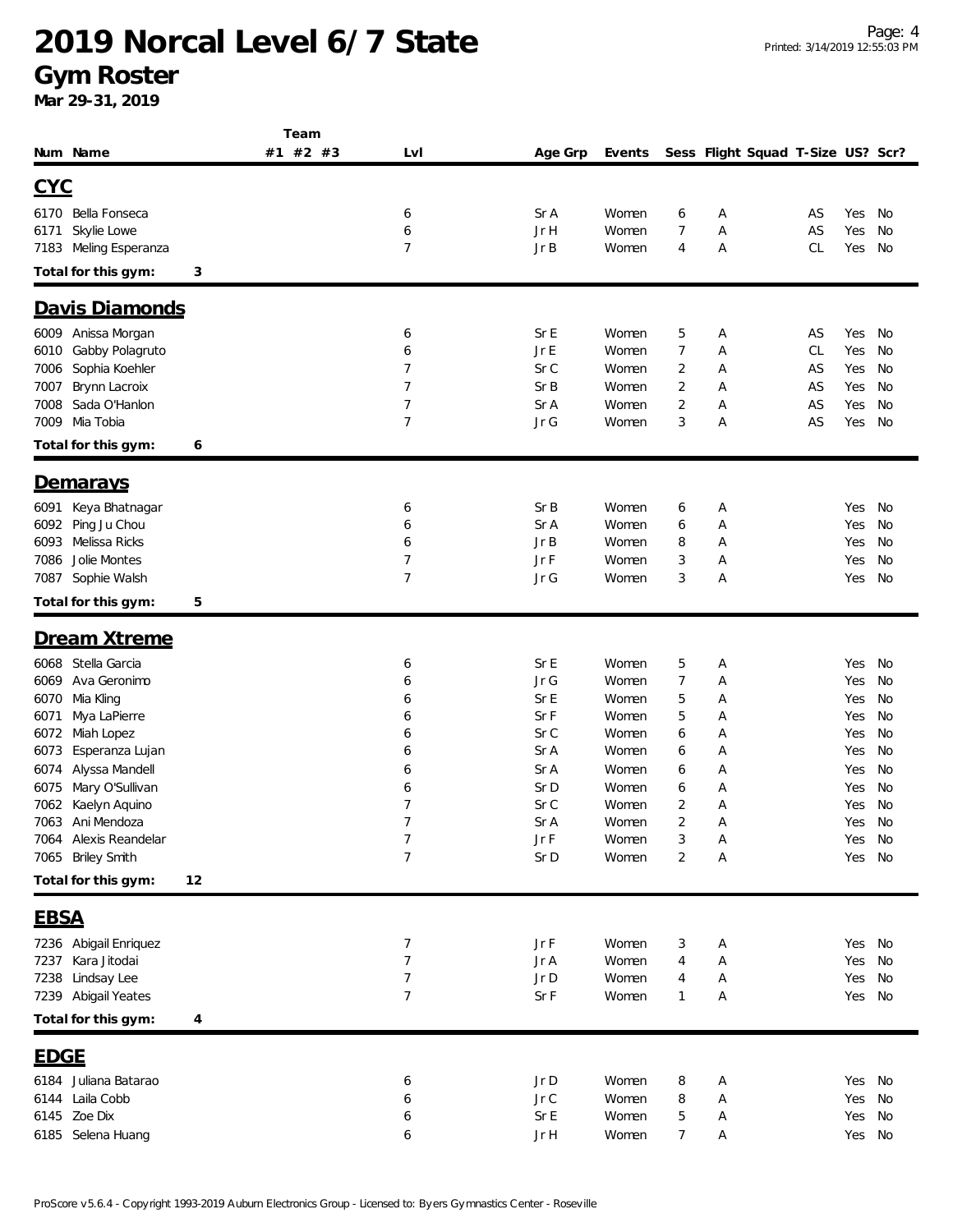# 2019 Norcal Level 6/7 State

## Gym Roster

**Mar 29-31, 2019**

### CYC

| Num | Name | Team #1 | Team #2 | Team #3 | Lvl | Age Grp | Events | Sess | Flight | Squad | T-Size | US? | Scr? |
|---|---|---|---|---|---|---|---|---|---|---|---|---|---|
| 6170 | Bella Fonseca | | | | 6 | Sr A | Women | 6 | A | | AS | Yes | No |
| 6171 | Skylie Lowe | | | | 6 | Jr H | Women | 7 | A | | AS | Yes | No |
| 7183 | Meling Esperanza | | | | 7 | Jr B | Women | 4 | A | | CL | Yes | No |

**Total for this gym: 3**

### Davis Diamonds

| Num | Name | Team #1 | Team #2 | Team #3 | Lvl | Age Grp | Events | Sess | Flight | Squad | T-Size | US? | Scr? |
|---|---|---|---|---|---|---|---|---|---|---|---|---|---|
| 6009 | Anissa Morgan | | | | 6 | Sr E | Women | 5 | A | | AS | Yes | No |
| 6010 | Gabby Polagruto | | | | 6 | Jr E | Women | 7 | A | | CL | Yes | No |
| 7006 | Sophia Koehler | | | | 7 | Sr C | Women | 2 | A | | AS | Yes | No |
| 7007 | Brynn Lacroix | | | | 7 | Sr B | Women | 2 | A | | AS | Yes | No |
| 7008 | Sada O'Hanlon | | | | 7 | Sr A | Women | 2 | A | | AS | Yes | No |
| 7009 | Mia Tobia | | | | 7 | Jr G | Women | 3 | A | | AS | Yes | No |

**Total for this gym: 6**

### Demarays

| Num | Name | Team #1 | Team #2 | Team #3 | Lvl | Age Grp | Events | Sess | Flight | Squad | T-Size | US? | Scr? |
|---|---|---|---|---|---|---|---|---|---|---|---|---|---|
| 6091 | Keya Bhatnagar | | | | 6 | Sr B | Women | 6 | A | | | Yes | No |
| 6092 | Ping Ju Chou | | | | 6 | Sr A | Women | 6 | A | | | Yes | No |
| 6093 | Melissa Ricks | | | | 6 | Jr B | Women | 8 | A | | | Yes | No |
| 7086 | Jolie Montes | | | | 7 | Jr F | Women | 3 | A | | | Yes | No |
| 7087 | Sophie Walsh | | | | 7 | Jr G | Women | 3 | A | | | Yes | No |

**Total for this gym: 5**

### Dream Xtreme

| Num | Name | Team #1 | Team #2 | Team #3 | Lvl | Age Grp | Events | Sess | Flight | Squad | T-Size | US? | Scr? |
|---|---|---|---|---|---|---|---|---|---|---|---|---|---|
| 6068 | Stella Garcia | | | | 6 | Sr E | Women | 5 | A | | | Yes | No |
| 6069 | Ava Geronimo | | | | 6 | Jr G | Women | 7 | A | | | Yes | No |
| 6070 | Mia Kling | | | | 6 | Sr E | Women | 5 | A | | | Yes | No |
| 6071 | Mya LaPierre | | | | 6 | Sr F | Women | 5 | A | | | Yes | No |
| 6072 | Miah Lopez | | | | 6 | Sr C | Women | 6 | A | | | Yes | No |
| 6073 | Esperanza Lujan | | | | 6 | Sr A | Women | 6 | A | | | Yes | No |
| 6074 | Alyssa Mandell | | | | 6 | Sr A | Women | 6 | A | | | Yes | No |
| 6075 | Mary O'Sullivan | | | | 6 | Sr D | Women | 6 | A | | | Yes | No |
| 7062 | Kaelyn Aquino | | | | 7 | Sr C | Women | 2 | A | | | Yes | No |
| 7063 | Ani Mendoza | | | | 7 | Sr A | Women | 2 | A | | | Yes | No |
| 7064 | Alexis Reandelar | | | | 7 | Jr F | Women | 3 | A | | | Yes | No |
| 7065 | Briley Smith | | | | 7 | Sr D | Women | 2 | A | | | Yes | No |

**Total for this gym: 12**

### EBSA

| Num | Name | Team #1 | Team #2 | Team #3 | Lvl | Age Grp | Events | Sess | Flight | Squad | T-Size | US? | Scr? |
|---|---|---|---|---|---|---|---|---|---|---|---|---|---|
| 7236 | Abigail Enriquez | | | | 7 | Jr F | Women | 3 | A | | | Yes | No |
| 7237 | Kara Jitodai | | | | 7 | Jr A | Women | 4 | A | | | Yes | No |
| 7238 | Lindsay Lee | | | | 7 | Jr D | Women | 4 | A | | | Yes | No |
| 7239 | Abigail Yeates | | | | 7 | Sr F | Women | 1 | A | | | Yes | No |

**Total for this gym: 4**

### EDGE

| Num | Name | Team #1 | Team #2 | Team #3 | Lvl | Age Grp | Events | Sess | Flight | Squad | T-Size | US? | Scr? |
|---|---|---|---|---|---|---|---|---|---|---|---|---|---|
| 6184 | Juliana Batarao | | | | 6 | Jr D | Women | 8 | A | | | Yes | No |
| 6144 | Laila Cobb | | | | 6 | Jr C | Women | 8 | A | | | Yes | No |
| 6145 | Zoe Dix | | | | 6 | Sr E | Women | 5 | A | | | Yes | No |
| 6185 | Selena Huang | | | | 6 | Jr H | Women | 7 | A | | | Yes | No |

ProScore v5.6.4 - Copyright 1993-2019 Auburn Electronics Group - Licensed to: Byers Gymnastics Center - Roseville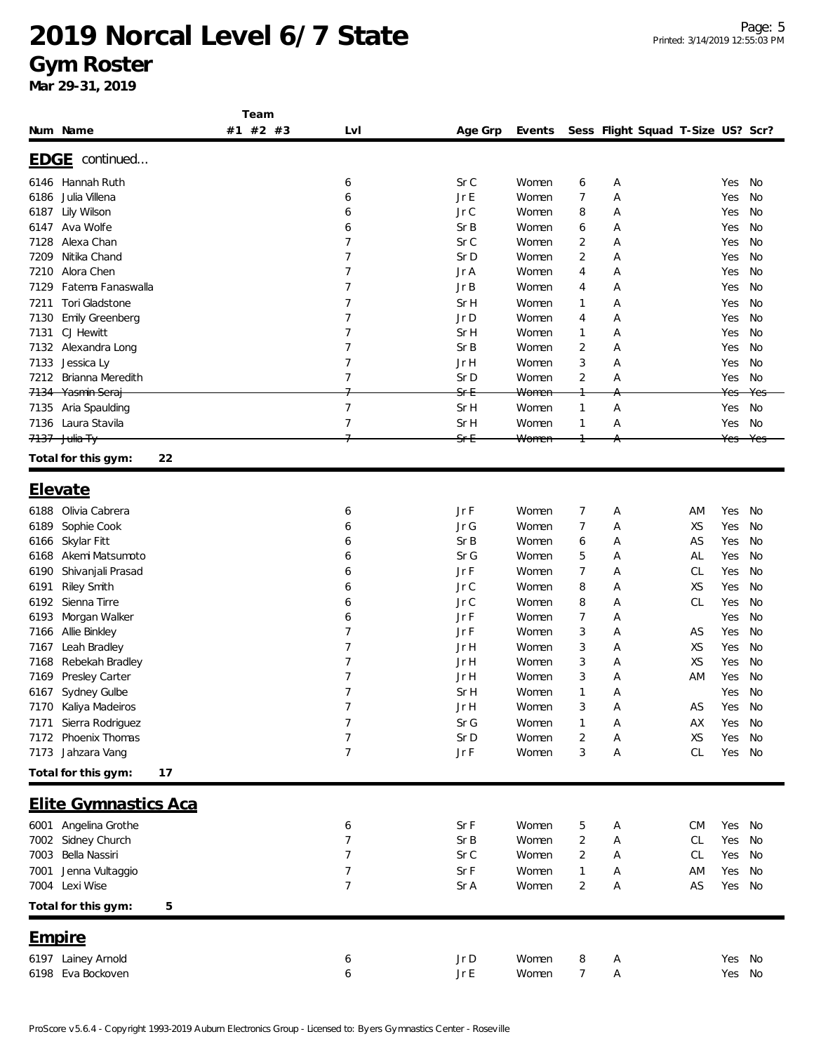# 2019 Norcal Level 6/7 State

## Gym Roster

**Mar 29-31, 2019**

### EDGE continued...

| Num | Name | Team #1 | Team #2 | Team #3 | Lvl | Age Grp | Events | Sess | Flight | Squad | T-Size | US? | Scr? |
|---|---|---|---|---|---|---|---|---|---|---|---|---|---|
| 6146 | Hannah Ruth | | | | 6 | Sr C | Women | 6 | A | | | Yes | No |
| 6186 | Julia Villena | | | | 6 | Jr E | Women | 7 | A | | | Yes | No |
| 6187 | Lily Wilson | | | | 6 | Jr C | Women | 8 | A | | | Yes | No |
| 6147 | Ava Wolfe | | | | 6 | Sr B | Women | 6 | A | | | Yes | No |
| 7128 | Alexa Chan | | | | 7 | Sr C | Women | 2 | A | | | Yes | No |
| 7209 | Nitika Chand | | | | 7 | Sr D | Women | 2 | A | | | Yes | No |
| 7210 | Alora Chen | | | | 7 | Jr A | Women | 4 | A | | | Yes | No |
| 7129 | Fatema Fanaswalla | | | | 7 | Jr B | Women | 4 | A | | | Yes | No |
| 7211 | Tori Gladstone | | | | 7 | Sr H | Women | 1 | A | | | Yes | No |
| 7130 | Emily Greenberg | | | | 7 | Jr D | Women | 4 | A | | | Yes | No |
| 7131 | CJ Hewitt | | | | 7 | Sr H | Women | 1 | A | | | Yes | No |
| 7132 | Alexandra Long | | | | 7 | Sr B | Women | 2 | A | | | Yes | No |
| 7133 | Jessica Ly | | | | 7 | Jr H | Women | 3 | A | | | Yes | No |
| 7212 | Brianna Meredith | | | | 7 | Sr D | Women | 2 | A | | | Yes | No |
| ~~7134~~ | ~~Yasmin Seraj~~ | | | | ~~7~~ | ~~Sr E~~ | ~~Women~~ | ~~1~~ | ~~A~~ | | | ~~Yes~~ | ~~Yes~~ |
| 7135 | Aria Spaulding | | | | 7 | Sr H | Women | 1 | A | | | Yes | No |
| 7136 | Laura Stavila | | | | 7 | Sr H | Women | 1 | A | | | Yes | No |
| ~~7137~~ | ~~Julia Ty~~ | | | | ~~7~~ | ~~Sr E~~ | ~~Women~~ | ~~1~~ | ~~A~~ | | | ~~Yes~~ | ~~Yes~~ |

**Total for this gym: 22**

### Elevate

| Num | Name | Team #1 | Team #2 | Team #3 | Lvl | Age Grp | Events | Sess | Flight | Squad | T-Size | US? | Scr? |
|---|---|---|---|---|---|---|---|---|---|---|---|---|---|
| 6188 | Olivia Cabrera | | | | 6 | Jr F | Women | 7 | A | | AM | Yes | No |
| 6189 | Sophie Cook | | | | 6 | Jr G | Women | 7 | A | | XS | Yes | No |
| 6166 | Skylar Fitt | | | | 6 | Sr B | Women | 6 | A | | AS | Yes | No |
| 6168 | Akemi Matsumoto | | | | 6 | Sr G | Women | 5 | A | | AL | Yes | No |
| 6190 | Shivanjali Prasad | | | | 6 | Jr F | Women | 7 | A | | CL | Yes | No |
| 6191 | Riley Smith | | | | 6 | Jr C | Women | 8 | A | | XS | Yes | No |
| 6192 | Sienna Tirre | | | | 6 | Jr C | Women | 8 | A | | CL | Yes | No |
| 6193 | Morgan Walker | | | | 6 | Jr F | Women | 7 | A | | | Yes | No |
| 7166 | Allie Binkley | | | | 7 | Jr F | Women | 3 | A | | AS | Yes | No |
| 7167 | Leah Bradley | | | | 7 | Jr H | Women | 3 | A | | XS | Yes | No |
| 7168 | Rebekah Bradley | | | | 7 | Jr H | Women | 3 | A | | XS | Yes | No |
| 7169 | Presley Carter | | | | 7 | Jr H | Women | 3 | A | | AM | Yes | No |
| 6167 | Sydney Gulbe | | | | 7 | Sr H | Women | 1 | A | | | Yes | No |
| 7170 | Kaliya Madeiros | | | | 7 | Jr H | Women | 3 | A | | AS | Yes | No |
| 7171 | Sierra Rodriguez | | | | 7 | Sr G | Women | 1 | A | | AX | Yes | No |
| 7172 | Phoenix Thomas | | | | 7 | Sr D | Women | 2 | A | | XS | Yes | No |
| 7173 | Jahzara Vang | | | | 7 | Jr F | Women | 3 | A | | CL | Yes | No |

**Total for this gym: 17**

### Elite Gymnastics Aca

| Num | Name | Team #1 | Team #2 | Team #3 | Lvl | Age Grp | Events | Sess | Flight | Squad | T-Size | US? | Scr? |
|---|---|---|---|---|---|---|---|---|---|---|---|---|---|
| 6001 | Angelina Grothe | | | | 6 | Sr F | Women | 5 | A | | CM | Yes | No |
| 7002 | Sidney Church | | | | 7 | Sr B | Women | 2 | A | | CL | Yes | No |
| 7003 | Bella Nassiri | | | | 7 | Sr C | Women | 2 | A | | CL | Yes | No |
| 7001 | Jenna Vultaggio | | | | 7 | Sr F | Women | 1 | A | | AM | Yes | No |
| 7004 | Lexi Wise | | | | 7 | Sr A | Women | 2 | A | | AS | Yes | No |

**Total for this gym: 5**

### Empire

| Num | Name | Team #1 | Team #2 | Team #3 | Lvl | Age Grp | Events | Sess | Flight | Squad | T-Size | US? | Scr? |
|---|---|---|---|---|---|---|---|---|---|---|---|---|---|
| 6197 | Lainey Arnold | | | | 6 | Jr D | Women | 8 | A | | | Yes | No |
| 6198 | Eva Bockoven | | | | 6 | Jr E | Women | 7 | A | | | Yes | No |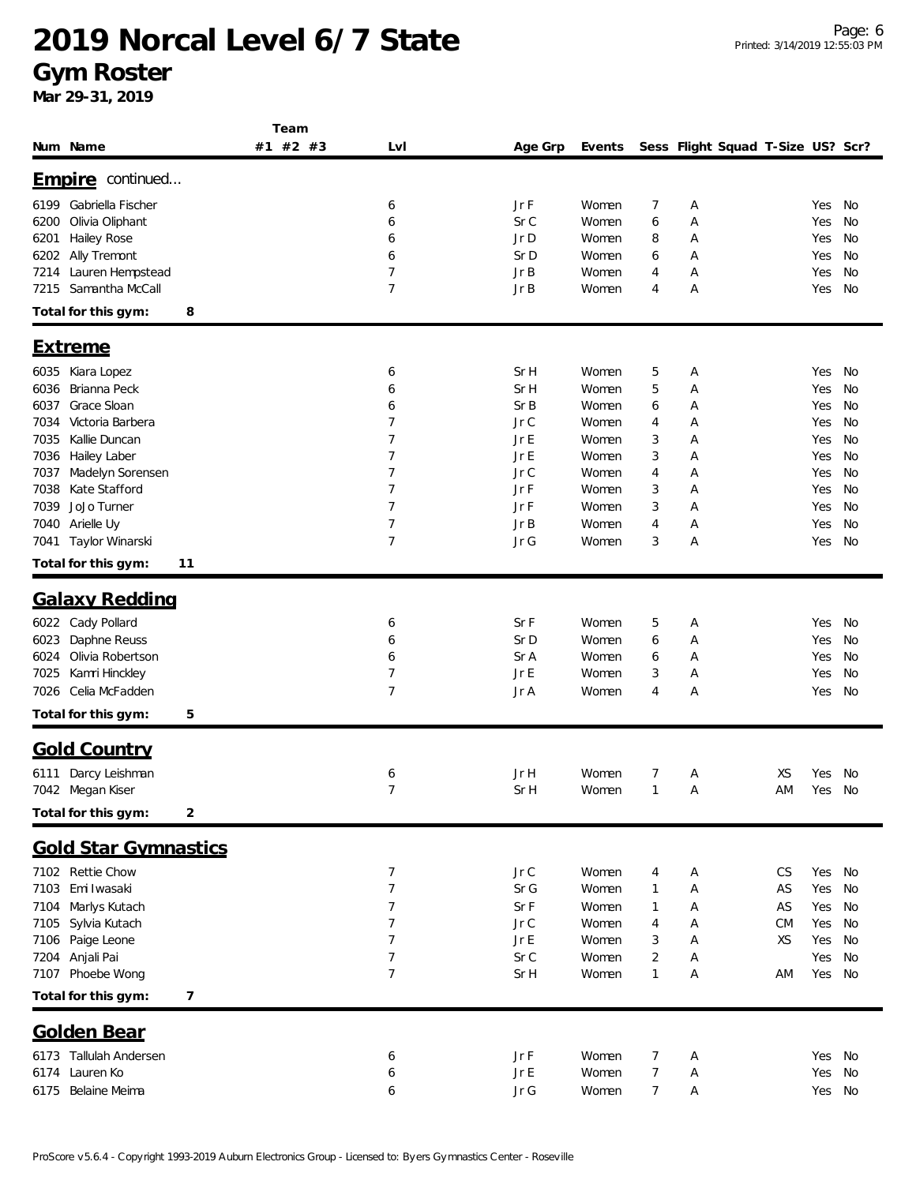# 2019 Norcal Level 6/7 State

## Gym Roster

**Mar 29-31, 2019**

| Num | Name | Team #1 | Team #2 | Team #3 | Lvl | Age Grp | Events | Sess | Flight | Squad | T-Size | US? | Scr? |
|---|---|---|---|---|---|---|---|---|---|---|---|---|---|
| **Empire** continued... | | | | | | | | | | | | | |
| 6199 | Gabriella Fischer | | | | 6 | Jr F | Women | 7 | A | | | Yes | No |
| 6200 | Olivia Oliphant | | | | 6 | Sr C | Women | 6 | A | | | Yes | No |
| 6201 | Hailey Rose | | | | 6 | Jr D | Women | 8 | A | | | Yes | No |
| 6202 | Ally Tremont | | | | 6 | Sr D | Women | 6 | A | | | Yes | No |
| 7214 | Lauren Hempstead | | | | 7 | Jr B | Women | 4 | A | | | Yes | No |
| 7215 | Samantha McCall | | | | 7 | Jr B | Women | 4 | A | | | Yes | No |
| **Total for this gym:** | **8** | | | | | | | | | | | | |
| **Extreme** | | | | | | | | | | | | | |
| 6035 | Kiara Lopez | | | | 6 | Sr H | Women | 5 | A | | | Yes | No |
| 6036 | Brianna Peck | | | | 6 | Sr H | Women | 5 | A | | | Yes | No |
| 6037 | Grace Sloan | | | | 6 | Sr B | Women | 6 | A | | | Yes | No |
| 7034 | Victoria Barbera | | | | 7 | Jr C | Women | 4 | A | | | Yes | No |
| 7035 | Kallie Duncan | | | | 7 | Jr E | Women | 3 | A | | | Yes | No |
| 7036 | Hailey Laber | | | | 7 | Jr E | Women | 3 | A | | | Yes | No |
| 7037 | Madelyn Sorensen | | | | 7 | Jr C | Women | 4 | A | | | Yes | No |
| 7038 | Kate Stafford | | | | 7 | Jr F | Women | 3 | A | | | Yes | No |
| 7039 | JoJo Turner | | | | 7 | Jr F | Women | 3 | A | | | Yes | No |
| 7040 | Arielle Uy | | | | 7 | Jr B | Women | 4 | A | | | Yes | No |
| 7041 | Taylor Winarski | | | | 7 | Jr G | Women | 3 | A | | | Yes | No |
| **Total for this gym:** | **11** | | | | | | | | | | | | |
| **Galaxy Redding** | | | | | | | | | | | | | |
| 6022 | Cady Pollard | | | | 6 | Sr F | Women | 5 | A | | | Yes | No |
| 6023 | Daphne Reuss | | | | 6 | Sr D | Women | 6 | A | | | Yes | No |
| 6024 | Olivia Robertson | | | | 6 | Sr A | Women | 6 | A | | | Yes | No |
| 7025 | Kamri Hinckley | | | | 7 | Jr E | Women | 3 | A | | | Yes | No |
| 7026 | Celia McFadden | | | | 7 | Jr A | Women | 4 | A | | | Yes | No |
| **Total for this gym:** | **5** | | | | | | | | | | | | |
| **Gold Country** | | | | | | | | | | | | | |
| 6111 | Darcy Leishman | | | | 6 | Jr H | Women | 7 | A | | XS | Yes | No |
| 7042 | Megan Kiser | | | | 7 | Sr H | Women | 1 | A | | AM | Yes | No |
| **Total for this gym:** | **2** | | | | | | | | | | | | |
| **Gold Star Gymnastics** | | | | | | | | | | | | | |
| 7102 | Rettie Chow | | | | 7 | Jr C | Women | 4 | A | | CS | Yes | No |
| 7103 | Emi Iwasaki | | | | 7 | Sr G | Women | 1 | A | | AS | Yes | No |
| 7104 | Marlys Kutach | | | | 7 | Sr F | Women | 1 | A | | AS | Yes | No |
| 7105 | Sylvia Kutach | | | | 7 | Jr C | Women | 4 | A | | CM | Yes | No |
| 7106 | Paige Leone | | | | 7 | Jr E | Women | 3 | A | | XS | Yes | No |
| 7204 | Anjali Pai | | | | 7 | Sr C | Women | 2 | A | | | Yes | No |
| 7107 | Phoebe Wong | | | | 7 | Sr H | Women | 1 | A | | AM | Yes | No |
| **Total for this gym:** | **7** | | | | | | | | | | | | |
| **Golden Bear** | | | | | | | | | | | | | |
| 6173 | Tallulah Andersen | | | | 6 | Jr F | Women | 7 | A | | | Yes | No |
| 6174 | Lauren Ko | | | | 6 | Jr E | Women | 7 | A | | | Yes | No |
| 6175 | Belaine Meima | | | | 6 | Jr G | Women | 7 | A | | | Yes | No |

ProScore v5.6.4 - Copyright 1993-2019 Auburn Electronics Group - Licensed to: Byers Gymnastics Center - Roseville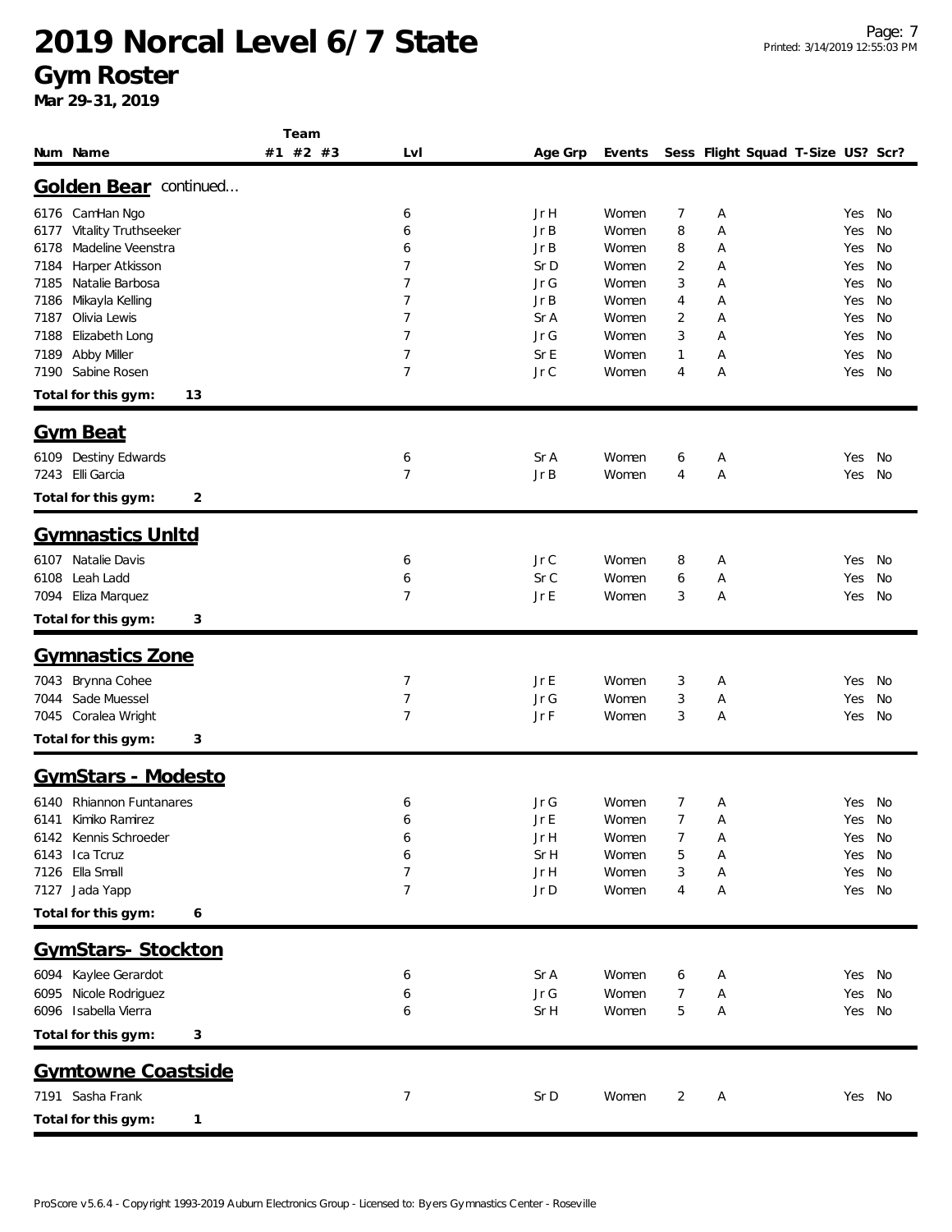# 2019 Norcal Level 6/7 State

## Gym Roster

**Mar 29-31, 2019**

| Num | Name | Team #1 | #2 | #3 | Lvl | Age Grp | Events | Sess | Flight | Squad | T-Size | US? | Scr? |
|---|---|---|---|---|---|---|---|---|---|---|---|---|---|

### Golden Bear continued...

| Num | Name | Team #1 | #2 | #3 | Lvl | Age Grp | Events | Sess | Flight | Squad | T-Size | US? | Scr? |
|---|---|---|---|---|---|---|---|---|---|---|---|---|---|
| 6176 | CamHan Ngo | | | | 6 | Jr H | Women | 7 | A | | | Yes | No |
| 6177 | Vitality Truthseeker | | | | 6 | Jr B | Women | 8 | A | | | Yes | No |
| 6178 | Madeline Veenstra | | | | 6 | Jr B | Women | 8 | A | | | Yes | No |
| 7184 | Harper Atkisson | | | | 7 | Sr D | Women | 2 | A | | | Yes | No |
| 7185 | Natalie Barbosa | | | | 7 | Jr G | Women | 3 | A | | | Yes | No |
| 7186 | Mikayla Kelling | | | | 7 | Jr B | Women | 4 | A | | | Yes | No |
| 7187 | Olivia Lewis | | | | 7 | Sr A | Women | 2 | A | | | Yes | No |
| 7188 | Elizabeth Long | | | | 7 | Jr G | Women | 3 | A | | | Yes | No |
| 7189 | Abby Miller | | | | 7 | Sr E | Women | 1 | A | | | Yes | No |
| 7190 | Sabine Rosen | | | | 7 | Jr C | Women | 4 | A | | | Yes | No |

**Total for this gym: 13**

### Gym Beat

| Num | Name | Team #1 | #2 | #3 | Lvl | Age Grp | Events | Sess | Flight | Squad | T-Size | US? | Scr? |
|---|---|---|---|---|---|---|---|---|---|---|---|---|---|
| 6109 | Destiny Edwards | | | | 6 | Sr A | Women | 6 | A | | | Yes | No |
| 7243 | Elli Garcia | | | | 7 | Jr B | Women | 4 | A | | | Yes | No |

**Total for this gym: 2**

### Gymnastics Unltd

| Num | Name | Team #1 | #2 | #3 | Lvl | Age Grp | Events | Sess | Flight | Squad | T-Size | US? | Scr? |
|---|---|---|---|---|---|---|---|---|---|---|---|---|---|
| 6107 | Natalie Davis | | | | 6 | Jr C | Women | 8 | A | | | Yes | No |
| 6108 | Leah Ladd | | | | 6 | Sr C | Women | 6 | A | | | Yes | No |
| 7094 | Eliza Marquez | | | | 7 | Jr E | Women | 3 | A | | | Yes | No |

**Total for this gym: 3**

### Gymnastics Zone

| Num | Name | Team #1 | #2 | #3 | Lvl | Age Grp | Events | Sess | Flight | Squad | T-Size | US? | Scr? |
|---|---|---|---|---|---|---|---|---|---|---|---|---|---|
| 7043 | Brynna Cohee | | | | 7 | Jr E | Women | 3 | A | | | Yes | No |
| 7044 | Sade Muessel | | | | 7 | Jr G | Women | 3 | A | | | Yes | No |
| 7045 | Coralea Wright | | | | 7 | Jr F | Women | 3 | A | | | Yes | No |

**Total for this gym: 3**

### GymStars - Modesto

| Num | Name | Team #1 | #2 | #3 | Lvl | Age Grp | Events | Sess | Flight | Squad | T-Size | US? | Scr? |
|---|---|---|---|---|---|---|---|---|---|---|---|---|---|
| 6140 | Rhiannon Funtanares | | | | 6 | Jr G | Women | 7 | A | | | Yes | No |
| 6141 | Kimiko Ramirez | | | | 6 | Jr E | Women | 7 | A | | | Yes | No |
| 6142 | Kennis Schroeder | | | | 6 | Jr H | Women | 7 | A | | | Yes | No |
| 6143 | Ica Tcruz | | | | 6 | Sr H | Women | 5 | A | | | Yes | No |
| 7126 | Ella Small | | | | 7 | Jr H | Women | 3 | A | | | Yes | No |
| 7127 | Jada Yapp | | | | 7 | Jr D | Women | 4 | A | | | Yes | No |

**Total for this gym: 6**

### GymStars- Stockton

| Num | Name | Team #1 | #2 | #3 | Lvl | Age Grp | Events | Sess | Flight | Squad | T-Size | US? | Scr? |
|---|---|---|---|---|---|---|---|---|---|---|---|---|---|
| 6094 | Kaylee Gerardot | | | | 6 | Sr A | Women | 6 | A | | | Yes | No |
| 6095 | Nicole Rodriguez | | | | 6 | Jr G | Women | 7 | A | | | Yes | No |
| 6096 | Isabella Vierra | | | | 6 | Sr H | Women | 5 | A | | | Yes | No |

**Total for this gym: 3**

### Gymtowne Coastside

| Num | Name | Team #1 | #2 | #3 | Lvl | Age Grp | Events | Sess | Flight | Squad | T-Size | US? | Scr? |
|---|---|---|---|---|---|---|---|---|---|---|---|---|---|
| 7191 | Sasha Frank | | | | 7 | Sr D | Women | 2 | A | | | Yes | No |

**Total for this gym: 1**

ProScore v5.6.4 - Copyright 1993-2019 Auburn Electronics Group - Licensed to: Byers Gymnastics Center - Roseville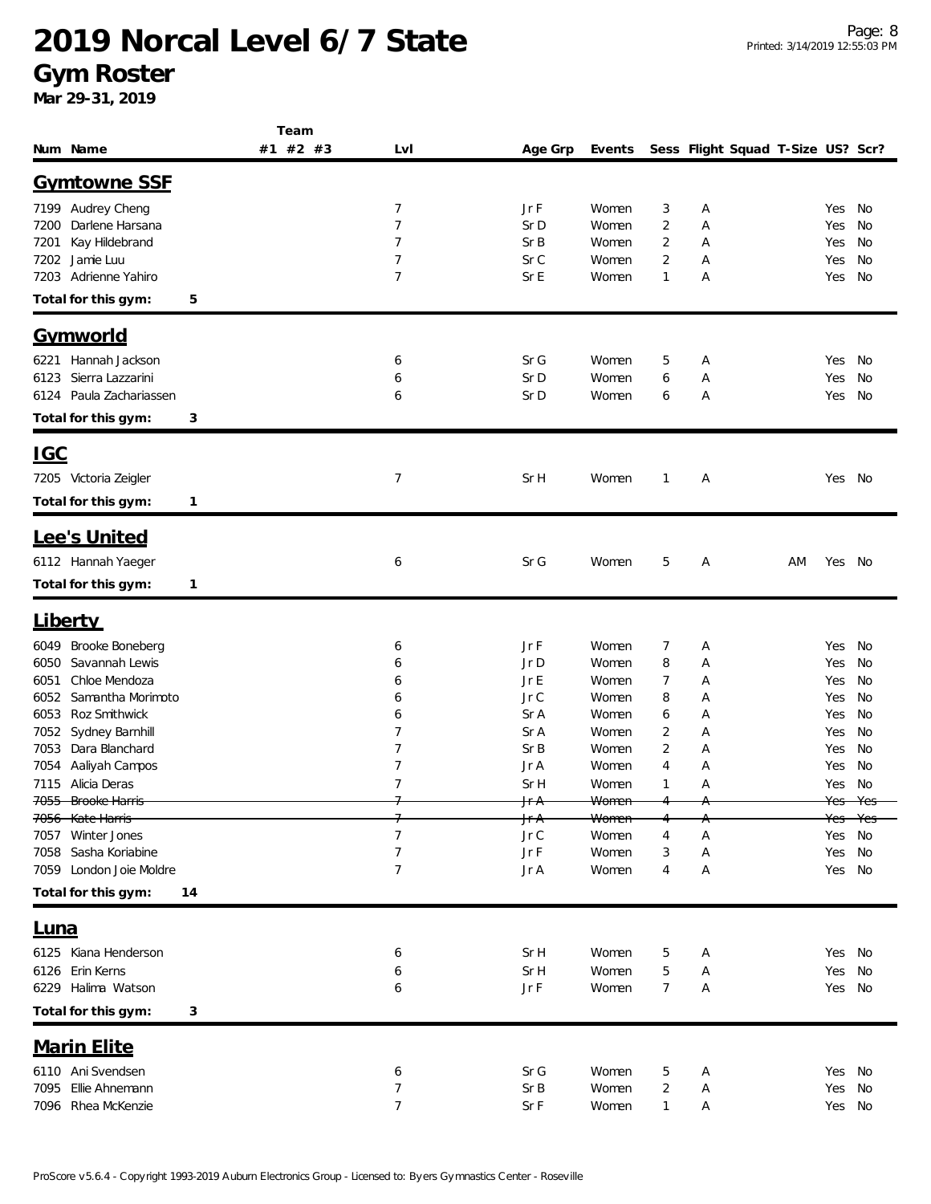# 2019 Norcal Level 6/7 State

## Gym Roster

**Mar 29-31, 2019**

| Num | Name | Team #1 | Team #2 | Team #3 | Lvl | Age Grp | Events | Sess | Flight | Squad | T-Size | US? | Scr? |
|---|---|---|---|---|---|---|---|---|---|---|---|---|---|
| **Gymtowne SSF** | | | | | | | | | | | | | |
| 7199 | Audrey Cheng | | | | 7 | Jr F | Women | 3 | A | | | Yes | No |
| 7200 | Darlene Harsana | | | | 7 | Sr D | Women | 2 | A | | | Yes | No |
| 7201 | Kay Hildebrand | | | | 7 | Sr B | Women | 2 | A | | | Yes | No |
| 7202 | Jamie Luu | | | | 7 | Sr C | Women | 2 | A | | | Yes | No |
| 7203 | Adrienne Yahiro | | | | 7 | Sr E | Women | 1 | A | | | Yes | No |
| **Total for this gym:** | 5 | | | | | | | | | | | | |
| **Gymworld** | | | | | | | | | | | | | |
| 6221 | Hannah Jackson | | | | 6 | Sr G | Women | 5 | A | | | Yes | No |
| 6123 | Sierra Lazzarini | | | | 6 | Sr D | Women | 6 | A | | | Yes | No |
| 6124 | Paula Zachariassen | | | | 6 | Sr D | Women | 6 | A | | | Yes | No |
| **Total for this gym:** | 3 | | | | | | | | | | | | |
| **IGC** | | | | | | | | | | | | | |
| 7205 | Victoria Zeigler | | | | 7 | Sr H | Women | 1 | A | | | Yes | No |
| **Total for this gym:** | 1 | | | | | | | | | | | | |
| **Lee's United** | | | | | | | | | | | | | |
| 6112 | Hannah Yaeger | | | | 6 | Sr G | Women | 5 | A | | AM | Yes | No |
| **Total for this gym:** | 1 | | | | | | | | | | | | |
| **Liberty** | | | | | | | | | | | | | |
| 6049 | Brooke Boneberg | | | | 6 | Jr F | Women | 7 | A | | | Yes | No |
| 6050 | Savannah Lewis | | | | 6 | Jr D | Women | 8 | A | | | Yes | No |
| 6051 | Chloe Mendoza | | | | 6 | Jr E | Women | 7 | A | | | Yes | No |
| 6052 | Samantha Morimoto | | | | 6 | Jr C | Women | 8 | A | | | Yes | No |
| 6053 | Roz Smithwick | | | | 6 | Sr A | Women | 6 | A | | | Yes | No |
| 7052 | Sydney Barnhill | | | | 7 | Sr A | Women | 2 | A | | | Yes | No |
| 7053 | Dara Blanchard | | | | 7 | Sr B | Women | 2 | A | | | Yes | No |
| 7054 | Aaliyah Campos | | | | 7 | Jr A | Women | 4 | A | | | Yes | No |
| 7115 | Alicia Deras | | | | 7 | Sr H | Women | 1 | A | | | Yes | No |
| ~~7055~~ | ~~Brooke Harris~~ | | | | ~~7~~ | ~~Jr A~~ | ~~Women~~ | ~~4~~ | ~~A~~ | | | ~~Yes~~ | ~~Yes~~ |
| ~~7056~~ | ~~Kate Harris~~ | | | | ~~7~~ | ~~Jr A~~ | ~~Women~~ | ~~4~~ | ~~A~~ | | | ~~Yes~~ | ~~Yes~~ |
| 7057 | Winter Jones | | | | 7 | Jr C | Women | 4 | A | | | Yes | No |
| 7058 | Sasha Koriabine | | | | 7 | Jr F | Women | 3 | A | | | Yes | No |
| 7059 | London Joie Moldre | | | | 7 | Jr A | Women | 4 | A | | | Yes | No |
| **Total for this gym:** | 14 | | | | | | | | | | | | |
| **Luna** | | | | | | | | | | | | | |
| 6125 | Kiana Henderson | | | | 6 | Sr H | Women | 5 | A | | | Yes | No |
| 6126 | Erin Kerns | | | | 6 | Sr H | Women | 5 | A | | | Yes | No |
| 6229 | Halima Watson | | | | 6 | Jr F | Women | 7 | A | | | Yes | No |
| **Total for this gym:** | 3 | | | | | | | | | | | | |
| **Marin Elite** | | | | | | | | | | | | | |
| 6110 | Ani Svendsen | | | | 6 | Sr G | Women | 5 | A | | | Yes | No |
| 7095 | Ellie Ahnemann | | | | 7 | Sr B | Women | 2 | A | | | Yes | No |
| 7096 | Rhea McKenzie | | | | 7 | Sr F | Women | 1 | A | | | Yes | No |

ProScore v5.6.4 - Copyright 1993-2019 Auburn Electronics Group - Licensed to: Byers Gymnastics Center - Roseville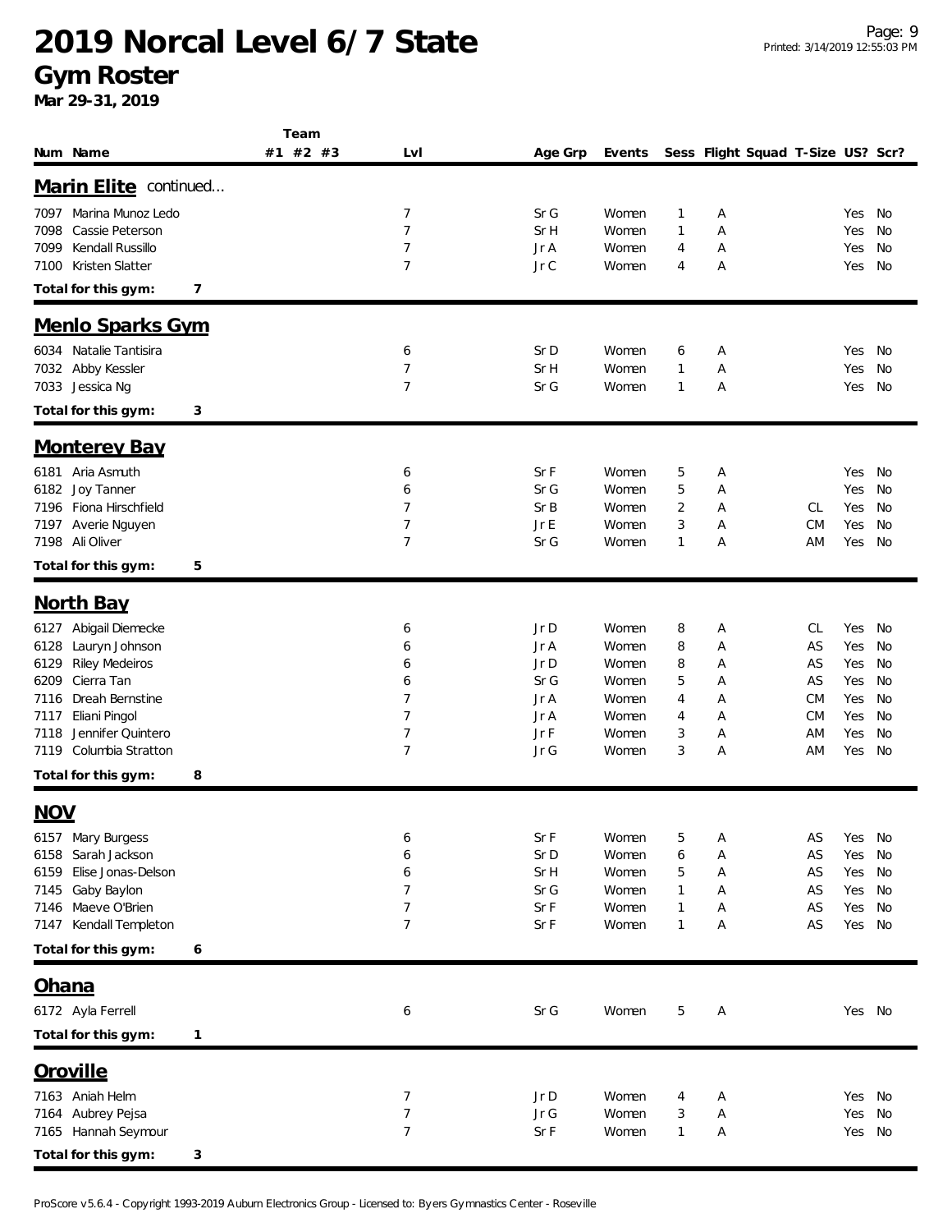# 2019 Norcal Level 6/7 State

## Gym Roster

**Mar 29-31, 2019**

| Num | Name | Team #1 | Team #2 | Team #3 | Lvl | Age Grp | Events | Sess | Flight | Squad | T-Size | US? | Scr? |
|---|---|---|---|---|---|---|---|---|---|---|---|---|---|
| **Marin Elite** continued... | | | | | | | | | | | | | |
| 7097 | Marina Munoz Ledo | | | | 7 | Sr G | Women | 1 | A | | | Yes | No |
| 7098 | Cassie Peterson | | | | 7 | Sr H | Women | 1 | A | | | Yes | No |
| 7099 | Kendall Russillo | | | | 7 | Jr A | Women | 4 | A | | | Yes | No |
| 7100 | Kristen Slatter | | | | 7 | Jr C | Women | 4 | A | | | Yes | No |
| **Total for this gym:** | **7** | | | | | | | | | | | | |
| **Menlo Sparks Gym** | | | | | | | | | | | | | |
| 6034 | Natalie Tantisira | | | | 6 | Sr D | Women | 6 | A | | | Yes | No |
| 7032 | Abby Kessler | | | | 7 | Sr H | Women | 1 | A | | | Yes | No |
| 7033 | Jessica Ng | | | | 7 | Sr G | Women | 1 | A | | | Yes | No |
| **Total for this gym:** | **3** | | | | | | | | | | | | |
| **Monterey Bay** | | | | | | | | | | | | | |
| 6181 | Aria Asmuth | | | | 6 | Sr F | Women | 5 | A | | | Yes | No |
| 6182 | Joy Tanner | | | | 6 | Sr G | Women | 5 | A | | | Yes | No |
| 7196 | Fiona Hirschfield | | | | 7 | Sr B | Women | 2 | A | | CL | Yes | No |
| 7197 | Averie Nguyen | | | | 7 | Jr E | Women | 3 | A | | CM | Yes | No |
| 7198 | Ali Oliver | | | | 7 | Sr G | Women | 1 | A | | AM | Yes | No |
| **Total for this gym:** | **5** | | | | | | | | | | | | |
| **North Bay** | | | | | | | | | | | | | |
| 6127 | Abigail Diemecke | | | | 6 | Jr D | Women | 8 | A | | CL | Yes | No |
| 6128 | Lauryn Johnson | | | | 6 | Jr A | Women | 8 | A | | AS | Yes | No |
| 6129 | Riley Medeiros | | | | 6 | Jr D | Women | 8 | A | | AS | Yes | No |
| 6209 | Cierra Tan | | | | 6 | Sr G | Women | 5 | A | | AS | Yes | No |
| 7116 | Dreah Bernstine | | | | 7 | Jr A | Women | 4 | A | | CM | Yes | No |
| 7117 | Eliani Pingol | | | | 7 | Jr A | Women | 4 | A | | CM | Yes | No |
| 7118 | Jennifer Quintero | | | | 7 | Jr F | Women | 3 | A | | AM | Yes | No |
| 7119 | Columbia Stratton | | | | 7 | Jr G | Women | 3 | A | | AM | Yes | No |
| **Total for this gym:** | **8** | | | | | | | | | | | | |
| **NOV** | | | | | | | | | | | | | |
| 6157 | Mary Burgess | | | | 6 | Sr F | Women | 5 | A | | AS | Yes | No |
| 6158 | Sarah Jackson | | | | 6 | Sr D | Women | 6 | A | | AS | Yes | No |
| 6159 | Elise Jonas-Delson | | | | 6 | Sr H | Women | 5 | A | | AS | Yes | No |
| 7145 | Gaby Baylon | | | | 7 | Sr G | Women | 1 | A | | AS | Yes | No |
| 7146 | Maeve O'Brien | | | | 7 | Sr F | Women | 1 | A | | AS | Yes | No |
| 7147 | Kendall Templeton | | | | 7 | Sr F | Women | 1 | A | | AS | Yes | No |
| **Total for this gym:** | **6** | | | | | | | | | | | | |
| **Ohana** | | | | | | | | | | | | | |
| 6172 | Ayla Ferrell | | | | 6 | Sr G | Women | 5 | A | | | Yes | No |
| **Total for this gym:** | **1** | | | | | | | | | | | | |
| **Oroville** | | | | | | | | | | | | | |
| 7163 | Aniah Helm | | | | 7 | Jr D | Women | 4 | A | | | Yes | No |
| 7164 | Aubrey Pejsa | | | | 7 | Jr G | Women | 3 | A | | | Yes | No |
| 7165 | Hannah Seymour | | | | 7 | Sr F | Women | 1 | A | | | Yes | No |
| **Total for this gym:** | **3** | | | | | | | | | | | | |

ProScore v5.6.4 - Copyright 1993-2019 Auburn Electronics Group - Licensed to: Byers Gymnastics Center - Roseville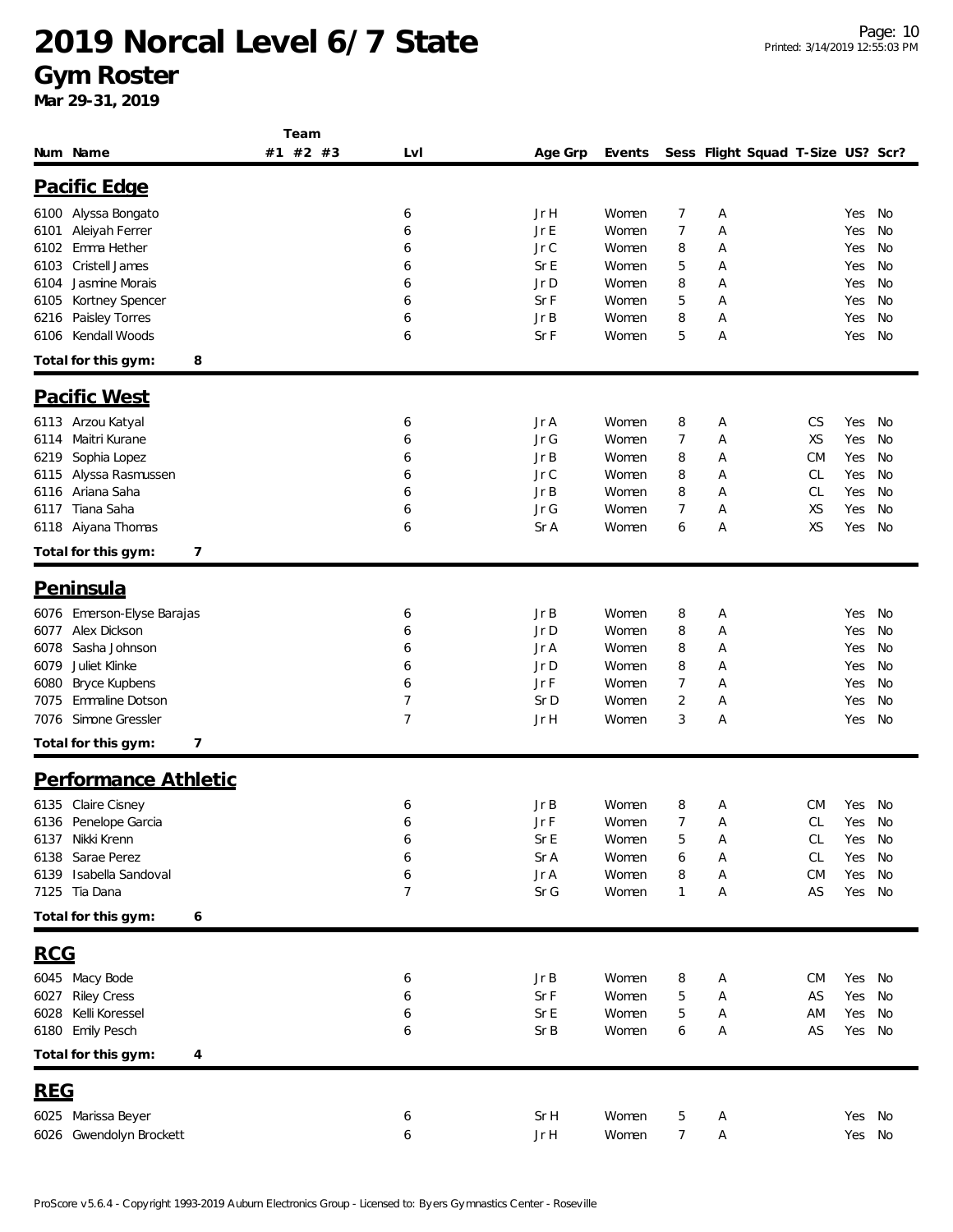# 2019 Norcal Level 6/7 State

## Gym Roster

**Mar 29-31, 2019**

| Num | Name | Team #1 | #2 | #3 | Lvl | Age Grp | Events | Sess | Flight | Squad | T-Size | US? | Scr? |
|---|---|---|---|---|---|---|---|---|---|---|---|---|---|

### Pacific Edge

| Num | Name | Team #1 | #2 | #3 | Lvl | Age Grp | Events | Sess | Flight | Squad | T-Size | US? | Scr? |
|---|---|---|---|---|---|---|---|---|---|---|---|---|---|
| 6100 | Alyssa Bongato | | | | 6 | Jr H | Women | 7 | A | | | Yes | No |
| 6101 | Aleiyah Ferrer | | | | 6 | Jr E | Women | 7 | A | | | Yes | No |
| 6102 | Emma Hether | | | | 6 | Jr C | Women | 8 | A | | | Yes | No |
| 6103 | Cristell James | | | | 6 | Sr E | Women | 5 | A | | | Yes | No |
| 6104 | Jasmine Morais | | | | 6 | Jr D | Women | 8 | A | | | Yes | No |
| 6105 | Kortney Spencer | | | | 6 | Sr F | Women | 5 | A | | | Yes | No |
| 6216 | Paisley Torres | | | | 6 | Jr B | Women | 8 | A | | | Yes | No |
| 6106 | Kendall Woods | | | | 6 | Sr F | Women | 5 | A | | | Yes | No |

**Total for this gym: 8**

### Pacific West

| Num | Name | Team #1 | #2 | #3 | Lvl | Age Grp | Events | Sess | Flight | Squad | T-Size | US? | Scr? |
|---|---|---|---|---|---|---|---|---|---|---|---|---|---|
| 6113 | Arzou Katyal | | | | 6 | Jr A | Women | 8 | A | | CS | Yes | No |
| 6114 | Maitri Kurane | | | | 6 | Jr G | Women | 7 | A | | XS | Yes | No |
| 6219 | Sophia Lopez | | | | 6 | Jr B | Women | 8 | A | | CM | Yes | No |
| 6115 | Alyssa Rasmussen | | | | 6 | Jr C | Women | 8 | A | | CL | Yes | No |
| 6116 | Ariana Saha | | | | 6 | Jr B | Women | 8 | A | | CL | Yes | No |
| 6117 | Tiana Saha | | | | 6 | Jr G | Women | 7 | A | | XS | Yes | No |
| 6118 | Aiyana Thomas | | | | 6 | Sr A | Women | 6 | A | | XS | Yes | No |

**Total for this gym: 7**

### Peninsula

| Num | Name | Team #1 | #2 | #3 | Lvl | Age Grp | Events | Sess | Flight | Squad | T-Size | US? | Scr? |
|---|---|---|---|---|---|---|---|---|---|---|---|---|---|
| 6076 | Emerson-Elyse Barajas | | | | 6 | Jr B | Women | 8 | A | | | Yes | No |
| 6077 | Alex Dickson | | | | 6 | Jr D | Women | 8 | A | | | Yes | No |
| 6078 | Sasha Johnson | | | | 6 | Jr A | Women | 8 | A | | | Yes | No |
| 6079 | Juliet Klinke | | | | 6 | Jr D | Women | 8 | A | | | Yes | No |
| 6080 | Bryce Kupbens | | | | 6 | Jr F | Women | 7 | A | | | Yes | No |
| 7075 | Emmaline Dotson | | | | 7 | Sr D | Women | 2 | A | | | Yes | No |
| 7076 | Simone Gressler | | | | 7 | Jr H | Women | 3 | A | | | Yes | No |

**Total for this gym: 7**

### Performance Athletic

| Num | Name | Team #1 | #2 | #3 | Lvl | Age Grp | Events | Sess | Flight | Squad | T-Size | US? | Scr? |
|---|---|---|---|---|---|---|---|---|---|---|---|---|---|
| 6135 | Claire Cisney | | | | 6 | Jr B | Women | 8 | A | | CM | Yes | No |
| 6136 | Penelope Garcia | | | | 6 | Jr F | Women | 7 | A | | CL | Yes | No |
| 6137 | Nikki Krenn | | | | 6 | Sr E | Women | 5 | A | | CL | Yes | No |
| 6138 | Sarae Perez | | | | 6 | Sr A | Women | 6 | A | | CL | Yes | No |
| 6139 | Isabella Sandoval | | | | 6 | Jr A | Women | 8 | A | | CM | Yes | No |
| 7125 | Tia Dana | | | | 7 | Sr G | Women | 1 | A | | AS | Yes | No |

**Total for this gym: 6**

### RCG

| Num | Name | Team #1 | #2 | #3 | Lvl | Age Grp | Events | Sess | Flight | Squad | T-Size | US? | Scr? |
|---|---|---|---|---|---|---|---|---|---|---|---|---|---|
| 6045 | Macy Bode | | | | 6 | Jr B | Women | 8 | A | | CM | Yes | No |
| 6027 | Riley Cress | | | | 6 | Sr F | Women | 5 | A | | AS | Yes | No |
| 6028 | Kelli Koressel | | | | 6 | Sr E | Women | 5 | A | | AM | Yes | No |
| 6180 | Emily Pesch | | | | 6 | Sr B | Women | 6 | A | | AS | Yes | No |

**Total for this gym: 4**

### REG

| Num | Name | Team #1 | #2 | #3 | Lvl | Age Grp | Events | Sess | Flight | Squad | T-Size | US? | Scr? |
|---|---|---|---|---|---|---|---|---|---|---|---|---|---|
| 6025 | Marissa Beyer | | | | 6 | Sr H | Women | 5 | A | | | Yes | No |
| 6026 | Gwendolyn Brockett | | | | 6 | Jr H | Women | 7 | A | | | Yes | No |

ProScore v5.6.4 - Copyright 1993-2019 Auburn Electronics Group - Licensed to: Byers Gymnastics Center - Roseville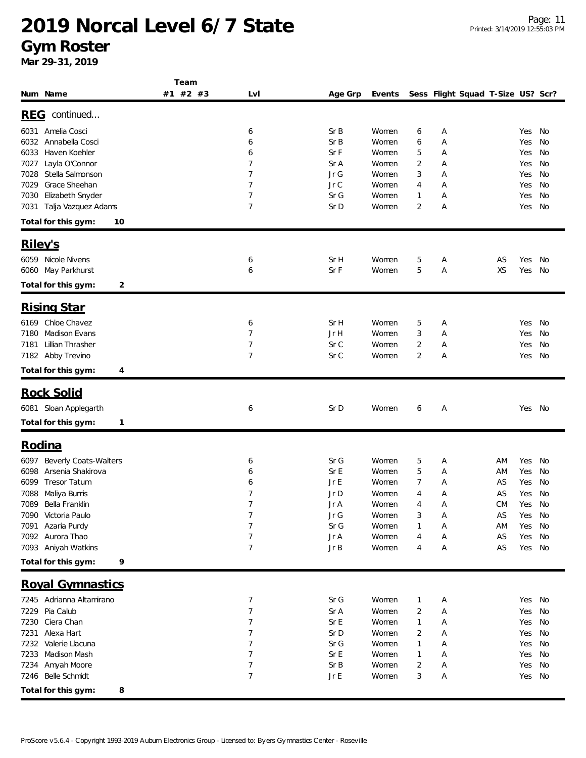# 2019 Norcal Level 6/7 State

## Gym Roster

**Mar 29-31, 2019**

| Num | Name | Team #1 | #2 | #3 | Lvl | Age Grp | Events | Sess | Flight | Squad | T-Size | US? | Scr? |
|---|---|---|---|---|---|---|---|---|---|---|---|---|---|
| **REG** continued... | | | | | | | | | | | | | |
| 6031 | Amelia Cosci | | | | 6 | Sr B | Women | 6 | A | | | Yes | No |
| 6032 | Annabella Cosci | | | | 6 | Sr B | Women | 6 | A | | | Yes | No |
| 6033 | Haven Koehler | | | | 6 | Sr F | Women | 5 | A | | | Yes | No |
| 7027 | Layla O'Connor | | | | 7 | Sr A | Women | 2 | A | | | Yes | No |
| 7028 | Stella Salmonson | | | | 7 | Jr G | Women | 3 | A | | | Yes | No |
| 7029 | Grace Sheehan | | | | 7 | Jr C | Women | 4 | A | | | Yes | No |
| 7030 | Elizabeth Snyder | | | | 7 | Sr G | Women | 1 | A | | | Yes | No |
| 7031 | Talja Vazquez Adams | | | | 7 | Sr D | Women | 2 | A | | | Yes | No |
| **Total for this gym:** | **10** | | | | | | | | | | | | |
| **Riley's** | | | | | | | | | | | | | |
| 6059 | Nicole Nivens | | | | 6 | Sr H | Women | 5 | A | | AS | Yes | No |
| 6060 | May Parkhurst | | | | 6 | Sr F | Women | 5 | A | | XS | Yes | No |
| **Total for this gym:** | **2** | | | | | | | | | | | | |
| **Rising Star** | | | | | | | | | | | | | |
| 6169 | Chloe Chavez | | | | 6 | Sr H | Women | 5 | A | | | Yes | No |
| 7180 | Madison Evans | | | | 7 | Jr H | Women | 3 | A | | | Yes | No |
| 7181 | Lillian Thrasher | | | | 7 | Sr C | Women | 2 | A | | | Yes | No |
| 7182 | Abby Trevino | | | | 7 | Sr C | Women | 2 | A | | | Yes | No |
| **Total for this gym:** | **4** | | | | | | | | | | | | |
| **Rock Solid** | | | | | | | | | | | | | |
| 6081 | Sloan Applegarth | | | | 6 | Sr D | Women | 6 | A | | | Yes | No |
| **Total for this gym:** | **1** | | | | | | | | | | | | |
| **Rodina** | | | | | | | | | | | | | |
| 6097 | Beverly Coats-Walters | | | | 6 | Sr G | Women | 5 | A | | AM | Yes | No |
| 6098 | Arsenia Shakirova | | | | 6 | Sr E | Women | 5 | A | | AM | Yes | No |
| 6099 | Tresor Tatum | | | | 6 | Jr E | Women | 7 | A | | AS | Yes | No |
| 7088 | Maliya Burris | | | | 7 | Jr D | Women | 4 | A | | AS | Yes | No |
| 7089 | Bella Franklin | | | | 7 | Jr A | Women | 4 | A | | CM | Yes | No |
| 7090 | Victoria Paulo | | | | 7 | Jr G | Women | 3 | A | | AS | Yes | No |
| 7091 | Azaria Purdy | | | | 7 | Sr G | Women | 1 | A | | AM | Yes | No |
| 7092 | Aurora Thao | | | | 7 | Jr A | Women | 4 | A | | AS | Yes | No |
| 7093 | Aniyah Watkins | | | | 7 | Jr B | Women | 4 | A | | AS | Yes | No |
| **Total for this gym:** | **9** | | | | | | | | | | | | |
| **Royal Gymnastics** | | | | | | | | | | | | | |
| 7245 | Adrianna Altamirano | | | | 7 | Sr G | Women | 1 | A | | | Yes | No |
| 7229 | Pia Calub | | | | 7 | Sr A | Women | 2 | A | | | Yes | No |
| 7230 | Ciera Chan | | | | 7 | Sr E | Women | 1 | A | | | Yes | No |
| 7231 | Alexa Hart | | | | 7 | Sr D | Women | 2 | A | | | Yes | No |
| 7232 | Valerie Llacuna | | | | 7 | Sr G | Women | 1 | A | | | Yes | No |
| 7233 | Madison Mash | | | | 7 | Sr E | Women | 1 | A | | | Yes | No |
| 7234 | Amyah Moore | | | | 7 | Sr B | Women | 2 | A | | | Yes | No |
| 7246 | Belle Schmidt | | | | 7 | Jr E | Women | 3 | A | | | Yes | No |
| **Total for this gym:** | **8** | | | | | | | | | | | | |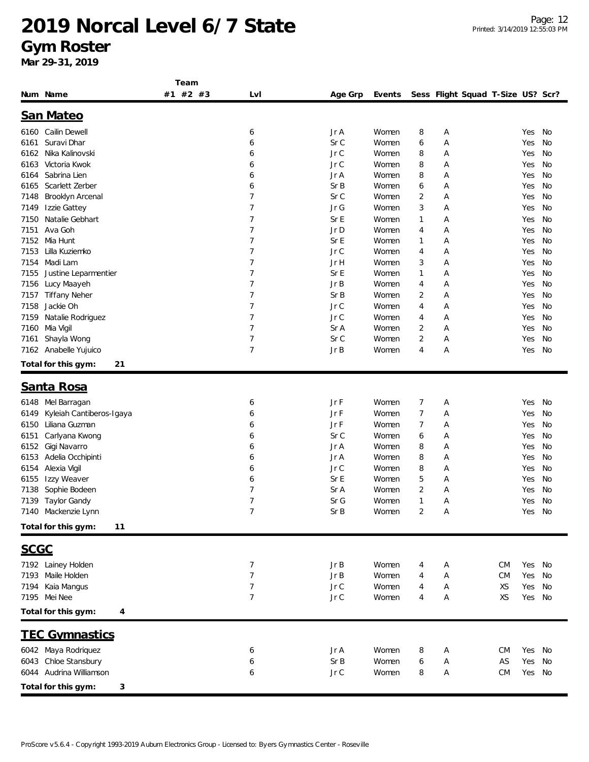# 2019 Norcal Level 6/7 State

## Gym Roster

**Mar 29-31, 2019**

### San Mateo

| Num | Name | Team #1 | Team #2 | Team #3 | Lvl | Age Grp | Events | Sess | Flight | Squad | T-Size | US? | Scr? |
|---|---|---|---|---|---|---|---|---|---|---|---|---|---|
| 6160 | Cailin Dewell | | | | 6 | Jr A | Women | 8 | A | | | Yes | No |
| 6161 | Suravi Dhar | | | | 6 | Sr C | Women | 6 | A | | | Yes | No |
| 6162 | Nika Kalinovski | | | | 6 | Jr C | Women | 8 | A | | | Yes | No |
| 6163 | Victoria Kwok | | | | 6 | Jr C | Women | 8 | A | | | Yes | No |
| 6164 | Sabrina Lien | | | | 6 | Jr A | Women | 8 | A | | | Yes | No |
| 6165 | Scarlett Zerber | | | | 6 | Sr B | Women | 6 | A | | | Yes | No |
| 7148 | Brooklyn Arcenal | | | | 7 | Sr C | Women | 2 | A | | | Yes | No |
| 7149 | Izzie Gattey | | | | 7 | Jr G | Women | 3 | A | | | Yes | No |
| 7150 | Natalie Gebhart | | | | 7 | Sr E | Women | 1 | A | | | Yes | No |
| 7151 | Ava Goh | | | | 7 | Jr D | Women | 4 | A | | | Yes | No |
| 7152 | Mia Hunt | | | | 7 | Sr E | Women | 1 | A | | | Yes | No |
| 7153 | Lilla Kuziemko | | | | 7 | Jr C | Women | 4 | A | | | Yes | No |
| 7154 | Madi Lam | | | | 7 | Jr H | Women | 3 | A | | | Yes | No |
| 7155 | Justine Leparmentier | | | | 7 | Sr E | Women | 1 | A | | | Yes | No |
| 7156 | Lucy Maayeh | | | | 7 | Jr B | Women | 4 | A | | | Yes | No |
| 7157 | Tiffany Neher | | | | 7 | Sr B | Women | 2 | A | | | Yes | No |
| 7158 | Jackie Oh | | | | 7 | Jr C | Women | 4 | A | | | Yes | No |
| 7159 | Natalie Rodriguez | | | | 7 | Jr C | Women | 4 | A | | | Yes | No |
| 7160 | Mia Vigil | | | | 7 | Sr A | Women | 2 | A | | | Yes | No |
| 7161 | Shayla Wong | | | | 7 | Sr C | Women | 2 | A | | | Yes | No |
| 7162 | Anabelle Yujuico | | | | 7 | Jr B | Women | 4 | A | | | Yes | No |

**Total for this gym: 21**

### Santa Rosa

| Num | Name | Team #1 | Team #2 | Team #3 | Lvl | Age Grp | Events | Sess | Flight | Squad | T-Size | US? | Scr? |
|---|---|---|---|---|---|---|---|---|---|---|---|---|---|
| 6148 | Mel Barragan | | | | 6 | Jr F | Women | 7 | A | | | Yes | No |
| 6149 | Kyleiah Cantiberos-Igaya | | | | 6 | Jr F | Women | 7 | A | | | Yes | No |
| 6150 | Liliana Guzman | | | | 6 | Jr F | Women | 7 | A | | | Yes | No |
| 6151 | Carlyana Kwong | | | | 6 | Sr C | Women | 6 | A | | | Yes | No |
| 6152 | Gigi Navarro | | | | 6 | Jr A | Women | 8 | A | | | Yes | No |
| 6153 | Adelia Occhipinti | | | | 6 | Jr A | Women | 8 | A | | | Yes | No |
| 6154 | Alexia Vigil | | | | 6 | Jr C | Women | 8 | A | | | Yes | No |
| 6155 | Izzy Weaver | | | | 6 | Sr E | Women | 5 | A | | | Yes | No |
| 7138 | Sophie Bodeen | | | | 7 | Sr A | Women | 2 | A | | | Yes | No |
| 7139 | Taylor Gandy | | | | 7 | Sr G | Women | 1 | A | | | Yes | No |
| 7140 | Mackenzie Lynn | | | | 7 | Sr B | Women | 2 | A | | | Yes | No |

**Total for this gym: 11**

### SCGC

| Num | Name | Team #1 | Team #2 | Team #3 | Lvl | Age Grp | Events | Sess | Flight | Squad | T-Size | US? | Scr? |
|---|---|---|---|---|---|---|---|---|---|---|---|---|---|
| 7192 | Lainey Holden | | | | 7 | Jr B | Women | 4 | A | | CM | Yes | No |
| 7193 | Maile Holden | | | | 7 | Jr B | Women | 4 | A | | CM | Yes | No |
| 7194 | Kaia Mangus | | | | 7 | Jr C | Women | 4 | A | | XS | Yes | No |
| 7195 | Mei Nee | | | | 7 | Jr C | Women | 4 | A | | XS | Yes | No |

**Total for this gym: 4**

### TEC Gymnastics

| Num | Name | Team #1 | Team #2 | Team #3 | Lvl | Age Grp | Events | Sess | Flight | Squad | T-Size | US? | Scr? |
|---|---|---|---|---|---|---|---|---|---|---|---|---|---|
| 6042 | Maya Rodriquez | | | | 6 | Jr A | Women | 8 | A | | CM | Yes | No |
| 6043 | Chloe Stansbury | | | | 6 | Sr B | Women | 6 | A | | AS | Yes | No |
| 6044 | Audrina Williamson | | | | 6 | Jr C | Women | 8 | A | | CM | Yes | No |

**Total for this gym: 3**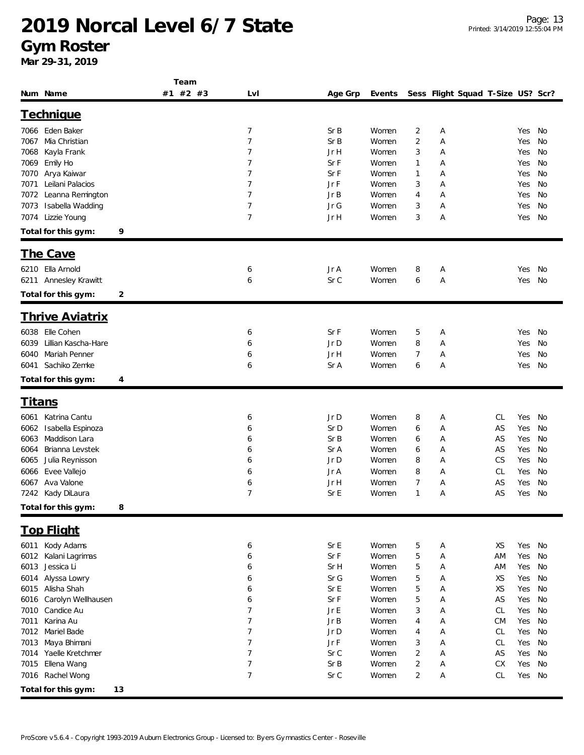# 2019 Norcal Level 6/7 State

## Gym Roster

**Mar 29-31, 2019**

### Technique

| Num | Name | Team #1 | #2 | #3 | Lvl | Age Grp | Events | Sess | Flight | Squad | T-Size | US? | Scr? |
|---|---|---|---|---|---|---|---|---|---|---|---|---|---|
| 7066 | Eden Baker | | | | 7 | Sr B | Women | 2 | A | | | Yes | No |
| 7067 | Mia Christian | | | | 7 | Sr B | Women | 2 | A | | | Yes | No |
| 7068 | Kayla Frank | | | | 7 | Jr H | Women | 3 | A | | | Yes | No |
| 7069 | Emily Ho | | | | 7 | Sr F | Women | 1 | A | | | Yes | No |
| 7070 | Arya Kaiwar | | | | 7 | Sr F | Women | 1 | A | | | Yes | No |
| 7071 | Leilani Palacios | | | | 7 | Jr F | Women | 3 | A | | | Yes | No |
| 7072 | Leanna Remington | | | | 7 | Jr B | Women | 4 | A | | | Yes | No |
| 7073 | Isabella Wadding | | | | 7 | Jr G | Women | 3 | A | | | Yes | No |
| 7074 | Lizzie Young | | | | 7 | Jr H | Women | 3 | A | | | Yes | No |

**Total for this gym: 9**

### The Cave

| Num | Name | Team #1 | #2 | #3 | Lvl | Age Grp | Events | Sess | Flight | Squad | T-Size | US? | Scr? |
|---|---|---|---|---|---|---|---|---|---|---|---|---|---|
| 6210 | Ella Arnold | | | | 6 | Jr A | Women | 8 | A | | | Yes | No |
| 6211 | Annesley Krawitt | | | | 6 | Sr C | Women | 6 | A | | | Yes | No |

**Total for this gym: 2**

### Thrive Aviatrix

| Num | Name | Team #1 | #2 | #3 | Lvl | Age Grp | Events | Sess | Flight | Squad | T-Size | US? | Scr? |
|---|---|---|---|---|---|---|---|---|---|---|---|---|---|
| 6038 | Elle Cohen | | | | 6 | Sr F | Women | 5 | A | | | Yes | No |
| 6039 | Lillian Kascha-Hare | | | | 6 | Jr D | Women | 8 | A | | | Yes | No |
| 6040 | Mariah Penner | | | | 6 | Jr H | Women | 7 | A | | | Yes | No |
| 6041 | Sachiko Zemke | | | | 6 | Sr A | Women | 6 | A | | | Yes | No |

**Total for this gym: 4**

### Titans

| Num | Name | Team #1 | #2 | #3 | Lvl | Age Grp | Events | Sess | Flight | Squad | T-Size | US? | Scr? |
|---|---|---|---|---|---|---|---|---|---|---|---|---|---|
| 6061 | Katrina Cantu | | | | 6 | Jr D | Women | 8 | A | | CL | Yes | No |
| 6062 | Isabella Espinoza | | | | 6 | Sr D | Women | 6 | A | | AS | Yes | No |
| 6063 | Maddison Lara | | | | 6 | Sr B | Women | 6 | A | | AS | Yes | No |
| 6064 | Brianna Levstek | | | | 6 | Sr A | Women | 6 | A | | AS | Yes | No |
| 6065 | Julia Reynisson | | | | 6 | Jr D | Women | 8 | A | | CS | Yes | No |
| 6066 | Evee Vallejo | | | | 6 | Jr A | Women | 8 | A | | CL | Yes | No |
| 6067 | Ava Valone | | | | 6 | Jr H | Women | 7 | A | | AS | Yes | No |
| 7242 | Kady DiLaura | | | | 7 | Sr E | Women | 1 | A | | AS | Yes | No |

**Total for this gym: 8**

### Top Flight

| Num | Name | Team #1 | #2 | #3 | Lvl | Age Grp | Events | Sess | Flight | Squad | T-Size | US? | Scr? |
|---|---|---|---|---|---|---|---|---|---|---|---|---|---|
| 6011 | Kody Adams | | | | 6 | Sr E | Women | 5 | A | | XS | Yes | No |
| 6012 | Kalani Lagrimas | | | | 6 | Sr F | Women | 5 | A | | AM | Yes | No |
| 6013 | Jessica Li | | | | 6 | Sr H | Women | 5 | A | | AM | Yes | No |
| 6014 | Alyssa Lowry | | | | 6 | Sr G | Women | 5 | A | | XS | Yes | No |
| 6015 | Alisha Shah | | | | 6 | Sr E | Women | 5 | A | | XS | Yes | No |
| 6016 | Carolyn Wellhausen | | | | 6 | Sr F | Women | 5 | A | | AS | Yes | No |
| 7010 | Candice Au | | | | 7 | Jr E | Women | 3 | A | | CL | Yes | No |
| 7011 | Karina Au | | | | 7 | Jr B | Women | 4 | A | | CM | Yes | No |
| 7012 | Mariel Bade | | | | 7 | Jr D | Women | 4 | A | | CL | Yes | No |
| 7013 | Maya Bhimani | | | | 7 | Jr F | Women | 3 | A | | CL | Yes | No |
| 7014 | Yaelle Kretchmer | | | | 7 | Sr C | Women | 2 | A | | AS | Yes | No |
| 7015 | Ellena Wang | | | | 7 | Sr B | Women | 2 | A | | CX | Yes | No |
| 7016 | Rachel Wong | | | | 7 | Sr C | Women | 2 | A | | CL | Yes | No |

**Total for this gym: 13**

ProScore v5.6.4 - Copyright 1993-2019 Auburn Electronics Group - Licensed to: Byers Gymnastics Center - Roseville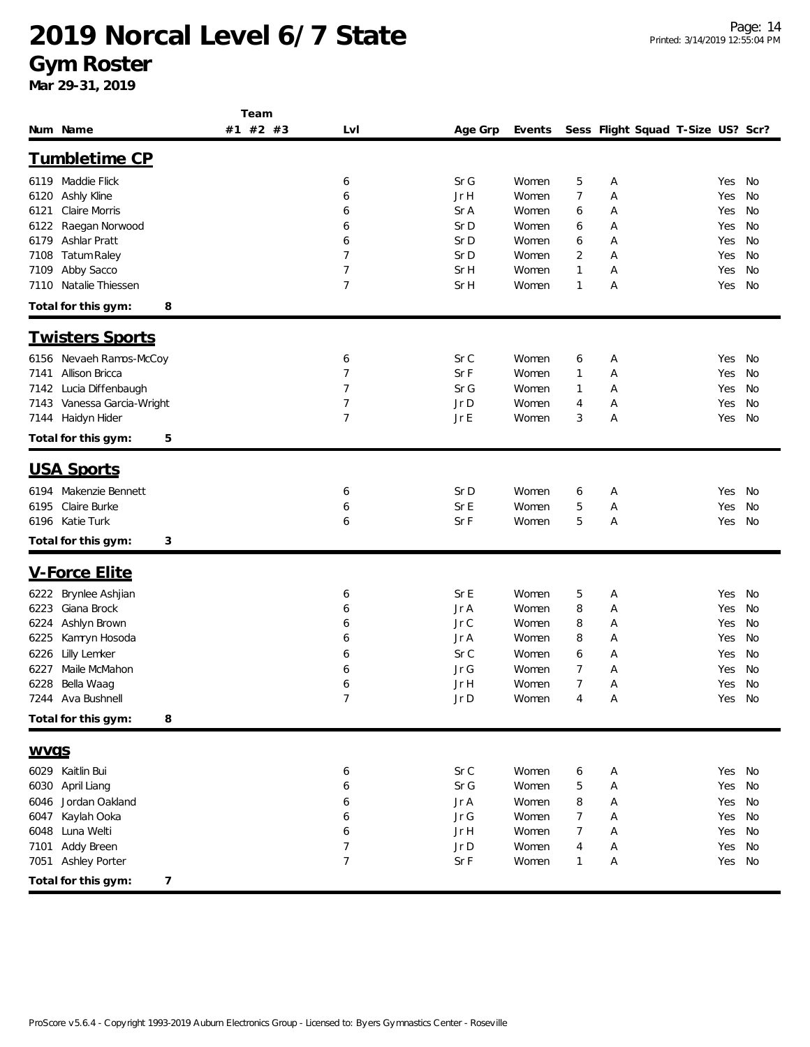# 2019 Norcal Level 6/7 State

## Gym Roster

**Mar 29-31, 2019**

| Num | Name | Team #1 | Team #2 | Team #3 | Lvl | Age Grp | Events | Sess | Flight | Squad | T-Size | US? | Scr? |
|---|---|---|---|---|---|---|---|---|---|---|---|---|---|
| **Tumbletime CP** | | | | | | | | | | | | | |
| 6119 | Maddie Flick | | | | 6 | Sr G | Women | 5 | A | | | Yes | No |
| 6120 | Ashly Kline | | | | 6 | Jr H | Women | 7 | A | | | Yes | No |
| 6121 | Claire Morris | | | | 6 | Sr A | Women | 6 | A | | | Yes | No |
| 6122 | Raegan Norwood | | | | 6 | Sr D | Women | 6 | A | | | Yes | No |
| 6179 | Ashlar Pratt | | | | 6 | Sr D | Women | 6 | A | | | Yes | No |
| 7108 | Tatum Raley | | | | 7 | Sr D | Women | 2 | A | | | Yes | No |
| 7109 | Abby Sacco | | | | 7 | Sr H | Women | 1 | A | | | Yes | No |
| 7110 | Natalie Thiessen | | | | 7 | Sr H | Women | 1 | A | | | Yes | No |
| **Total for this gym:** | **8** | | | | | | | | | | | | |
| **Twisters Sports** | | | | | | | | | | | | | |
| 6156 | Nevaeh Ramos-McCoy | | | | 6 | Sr C | Women | 6 | A | | | Yes | No |
| 7141 | Allison Bricca | | | | 7 | Sr F | Women | 1 | A | | | Yes | No |
| 7142 | Lucia Diffenbaugh | | | | 7 | Sr G | Women | 1 | A | | | Yes | No |
| 7143 | Vanessa Garcia-Wright | | | | 7 | Jr D | Women | 4 | A | | | Yes | No |
| 7144 | Haidyn Hider | | | | 7 | Jr E | Women | 3 | A | | | Yes | No |
| **Total for this gym:** | **5** | | | | | | | | | | | | |
| **USA Sports** | | | | | | | | | | | | | |
| 6194 | Makenzie Bennett | | | | 6 | Sr D | Women | 6 | A | | | Yes | No |
| 6195 | Claire Burke | | | | 6 | Sr E | Women | 5 | A | | | Yes | No |
| 6196 | Katie Turk | | | | 6 | Sr F | Women | 5 | A | | | Yes | No |
| **Total for this gym:** | **3** | | | | | | | | | | | | |
| **V-Force Elite** | | | | | | | | | | | | | |
| 6222 | Brynlee Ashjian | | | | 6 | Sr E | Women | 5 | A | | | Yes | No |
| 6223 | Giana Brock | | | | 6 | Jr A | Women | 8 | A | | | Yes | No |
| 6224 | Ashlyn Brown | | | | 6 | Jr C | Women | 8 | A | | | Yes | No |
| 6225 | Kamryn Hosoda | | | | 6 | Jr A | Women | 8 | A | | | Yes | No |
| 6226 | Lilly Lemker | | | | 6 | Sr C | Women | 6 | A | | | Yes | No |
| 6227 | Maile McMahon | | | | 6 | Jr G | Women | 7 | A | | | Yes | No |
| 6228 | Bella Waag | | | | 6 | Jr H | Women | 7 | A | | | Yes | No |
| 7244 | Ava Bushnell | | | | 7 | Jr D | Women | 4 | A | | | Yes | No |
| **Total for this gym:** | **8** | | | | | | | | | | | | |
| **wvgs** | | | | | | | | | | | | | |
| 6029 | Kaitlin Bui | | | | 6 | Sr C | Women | 6 | A | | | Yes | No |
| 6030 | April Liang | | | | 6 | Sr G | Women | 5 | A | | | Yes | No |
| 6046 | Jordan Oakland | | | | 6 | Jr A | Women | 8 | A | | | Yes | No |
| 6047 | Kaylah Ooka | | | | 6 | Jr G | Women | 7 | A | | | Yes | No |
| 6048 | Luna Welti | | | | 6 | Jr H | Women | 7 | A | | | Yes | No |
| 7101 | Addy Breen | | | | 7 | Jr D | Women | 4 | A | | | Yes | No |
| 7051 | Ashley Porter | | | | 7 | Sr F | Women | 1 | A | | | Yes | No |
| **Total for this gym:** | **7** | | | | | | | | | | | | |

ProScore v5.6.4 - Copyright 1993-2019 Auburn Electronics Group - Licensed to: Byers Gymnastics Center - Roseville